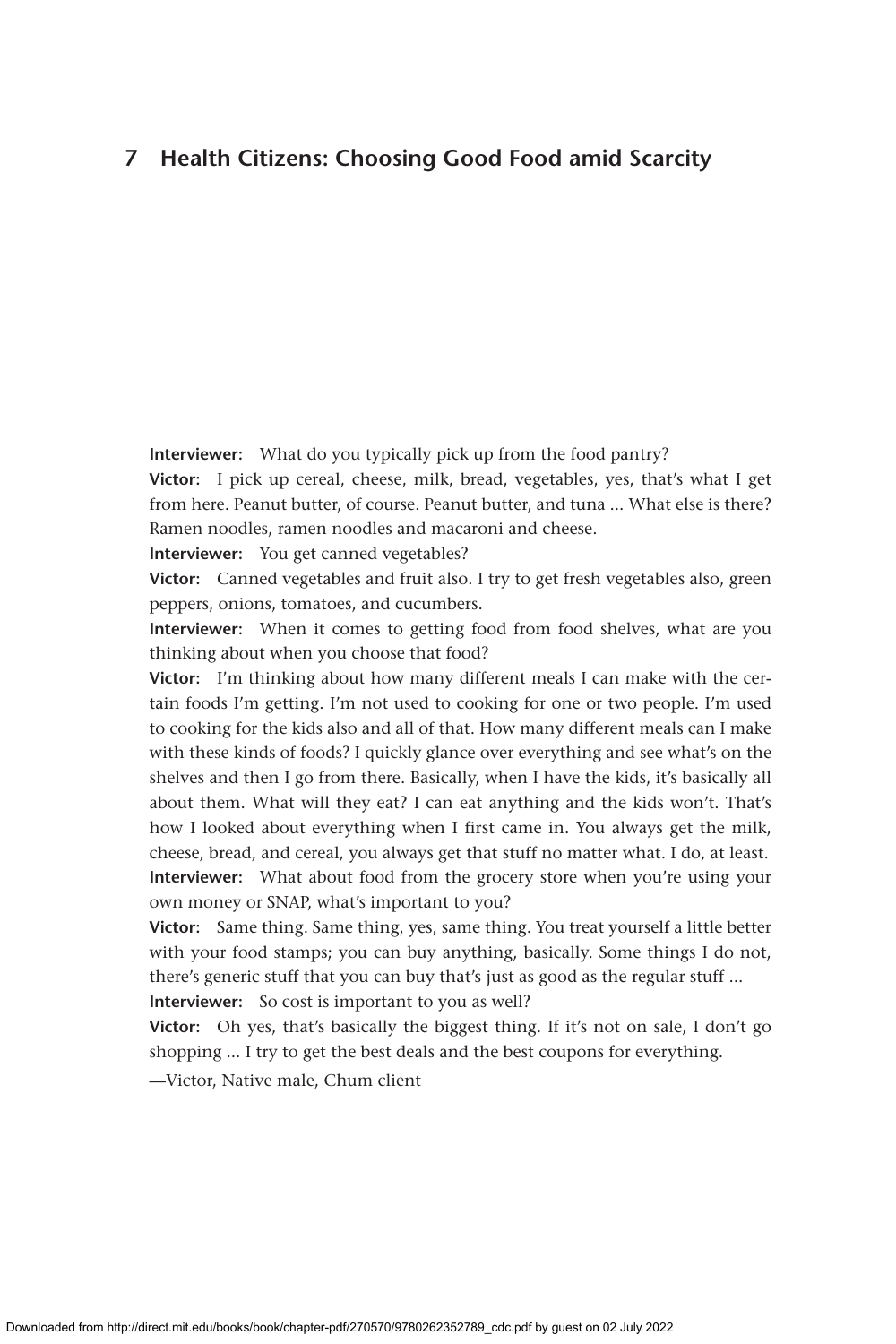# 7 Health Citizens: Choosing Good Food amid Scarcity

**Interviewer:** What do you typically pick up from the food pantry?

**Victor:** I pick up cereal, cheese, milk, bread, vegetables, yes, that's what I get from here. Peanut butter, of course. Peanut butter, and tuna ... What else is there? Ramen noodles, ramen noodles and macaroni and cheese.

**Interviewer:** You get canned vegetables?

**Victor:** Canned vegetables and fruit also. I try to get fresh vegetables also, green peppers, onions, tomatoes, and cucumbers.

**Interviewer:** When it comes to getting food from food shelves, what are you thinking about when you choose that food?

**Victor:** I'm thinking about how many different meals I can make with the certain foods I'm getting. I'm not used to cooking for one or two people. I'm used to cooking for the kids also and all of that. How many different meals can I make with these kinds of foods? I quickly glance over everything and see what's on the shelves and then I go from there. Basically, when I have the kids, it's basically all about them. What will they eat? I can eat anything and the kids won't. That's how I looked about everything when I first came in. You always get the milk, cheese, bread, and cereal, you always get that stuff no matter what. I do, at least.

**Interviewer:** What about food from the grocery store when you're using your own money or SNAP, what's important to you?

**Victor:** Same thing. Same thing, yes, same thing. You treat yourself a little better with your food stamps; you can buy anything, basically. Some things I do not, there's generic stuff that you can buy that's just as good as the regular stuff ...

**Interviewer:** So cost is important to you as well?

**Victor:** Oh yes, that's basically the biggest thing. If it's not on sale, I don't go shopping ... I try to get the best deals and the best coupons for everything.

—Victor, Native male, Chum client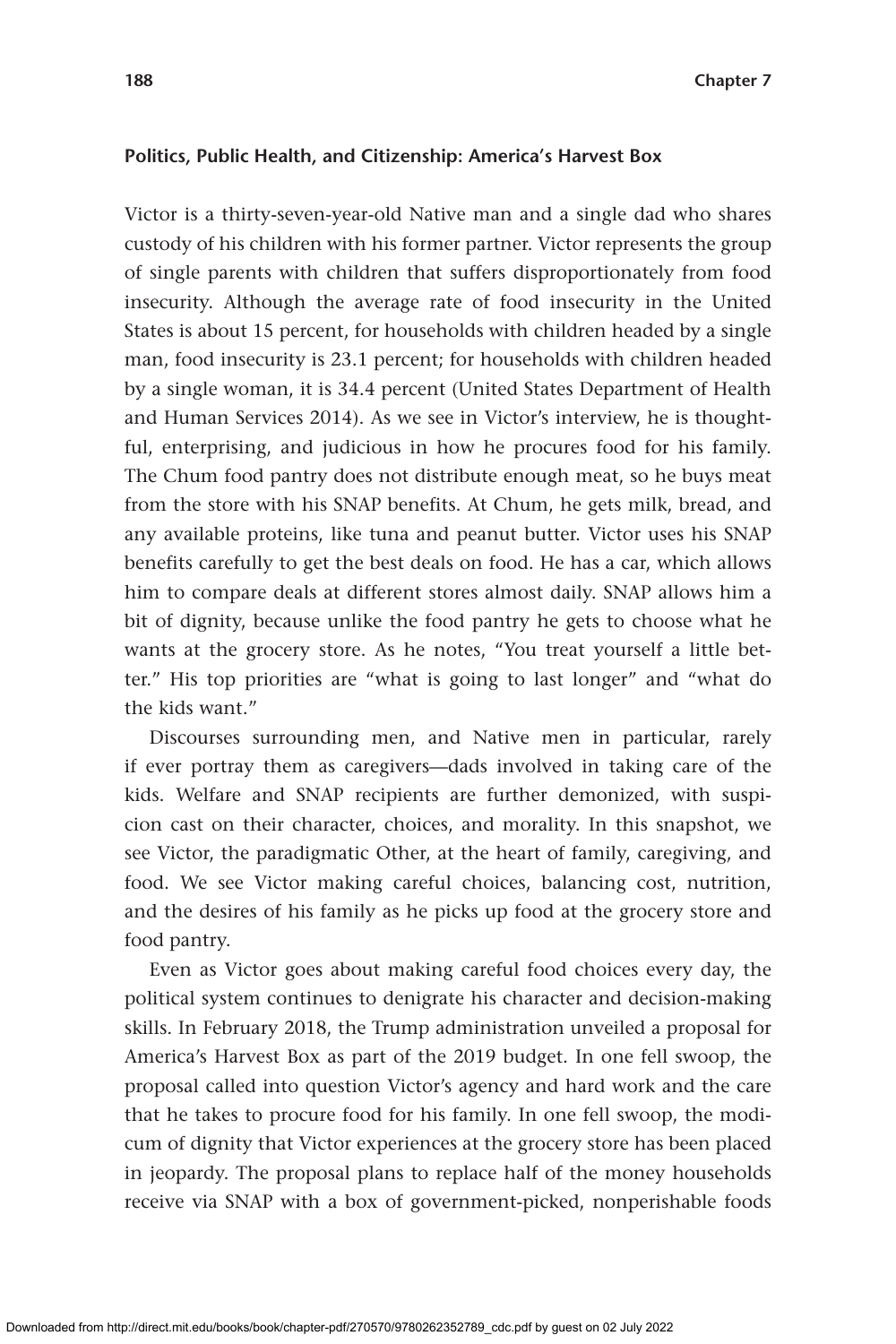### Politics, Public Health, and Citizenship: America's Harvest Box

Victor is a thirty-seven-year-old Native man and a single dad who shares custody of his children with his former partner. Victor represents the group of single parents with children that suffers disproportionately from food insecurity. Although the average rate of food insecurity in the United States is about 15 percent, for households with children headed by a single man, food insecurity is 23.1 percent; for households with children headed by a single woman, it is 34.4 percent (United States Department of Health and Human Services 2014). As we see in Victor's interview, he is thoughtful, enterprising, and judicious in how he procures food for his family. The Chum food pantry does not distribute enough meat, so he buys meat from the store with his SNAP benefits. At Chum, he gets milk, bread, and any available proteins, like tuna and peanut butter. Victor uses his SNAP benefits carefully to get the best deals on food. He has a car, which allows him to compare deals at different stores almost daily. SNAP allows him a bit of dignity, because unlike the food pantry he gets to choose what he wants at the grocery store. As he notes, "You treat yourself a little better." His top priorities are "what is going to last longer" and "what do the kids want."

Discourses surrounding men, and Native men in particular, rarely if ever portray them as caregivers—dads involved in taking care of the kids. Welfare and SNAP recipients are further demonized, with suspicion cast on their character, choices, and morality. In this snapshot, we see Victor, the paradigmatic Other, at the heart of family, caregiving, and food. We see Victor making careful choices, balancing cost, nutrition, and the desires of his family as he picks up food at the grocery store and food pantry.

Even as Victor goes about making careful food choices every day, the political system continues to denigrate his character and decision-making skills. In February 2018, the Trump administration unveiled a proposal for America's Harvest Box as part of the 2019 budget. In one fell swoop, the proposal called into question Victor's agency and hard work and the care that he takes to procure food for his family. In one fell swoop, the modicum of dignity that Victor experiences at the grocery store has been placed in jeopardy. The proposal plans to replace half of the money households receive via SNAP with a box of government-picked, nonperishable foods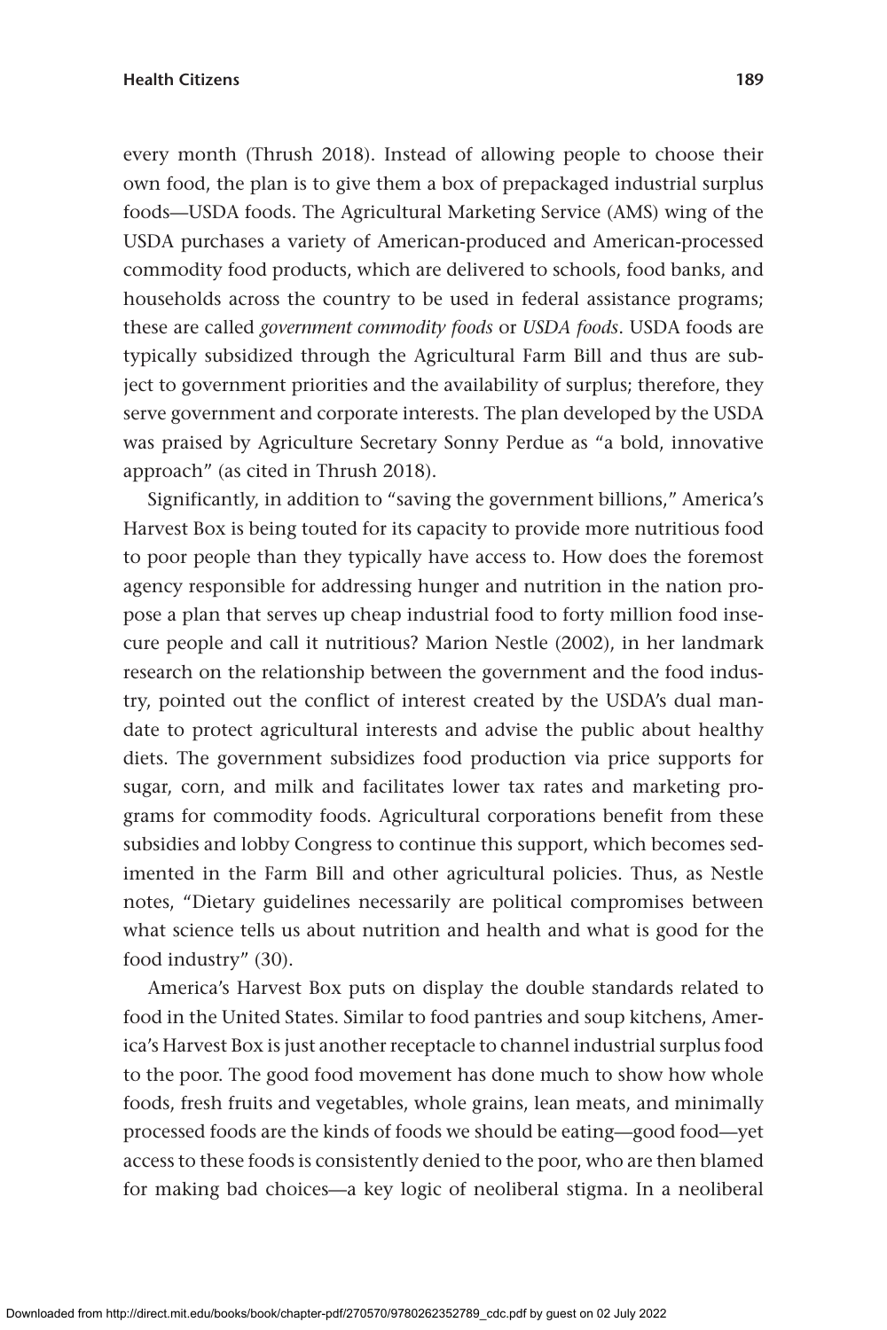every month (Thrush 2018). Instead of allowing people to choose their own food, the plan is to give them a box of prepackaged industrial surplus foods—USDA foods. The Agricultural Marketing Service (AMS) wing of the USDA purchases a variety of American-produced and American-processed commodity food products, which are delivered to schools, food banks, and households across the country to be used in federal assistance programs; these are called *government commodity foods* or *USDA foods*. USDA foods are typically subsidized through the Agricultural Farm Bill and thus are subject to government priorities and the availability of surplus; therefore, they serve government and corporate interests. The plan developed by the USDA was praised by Agriculture Secretary Sonny Perdue as "a bold, innovative approach" (as cited in Thrush 2018).

Significantly, in addition to "saving the government billions," America's Harvest Box is being touted for its capacity to provide more nutritious food to poor people than they typically have access to. How does the foremost agency responsible for addressing hunger and nutrition in the nation propose a plan that serves up cheap industrial food to forty million food insecure people and call it nutritious? Marion Nestle (2002), in her landmark research on the relationship between the government and the food industry, pointed out the conflict of interest created by the USDA's dual mandate to protect agricultural interests and advise the public about healthy diets. The government subsidizes food production via price supports for sugar, corn, and milk and facilitates lower tax rates and marketing programs for commodity foods. Agricultural corporations benefit from these subsidies and lobby Congress to continue this support, which becomes sedimented in the Farm Bill and other agricultural policies. Thus, as Nestle notes, "Dietary guidelines necessarily are political compromises between what science tells us about nutrition and health and what is good for the food industry" (30).

America's Harvest Box puts on display the double standards related to food in the United States. Similar to food pantries and soup kitchens, America's Harvest Box is just another receptacle to channel industrial surplus food to the poor. The good food movement has done much to show how whole foods, fresh fruits and vegetables, whole grains, lean meats, and minimally processed foods are the kinds of foods we should be eating—good food—yet access to these foods is consistently denied to the poor, who are then blamed for making bad choices—a key logic of neoliberal stigma. In a neoliberal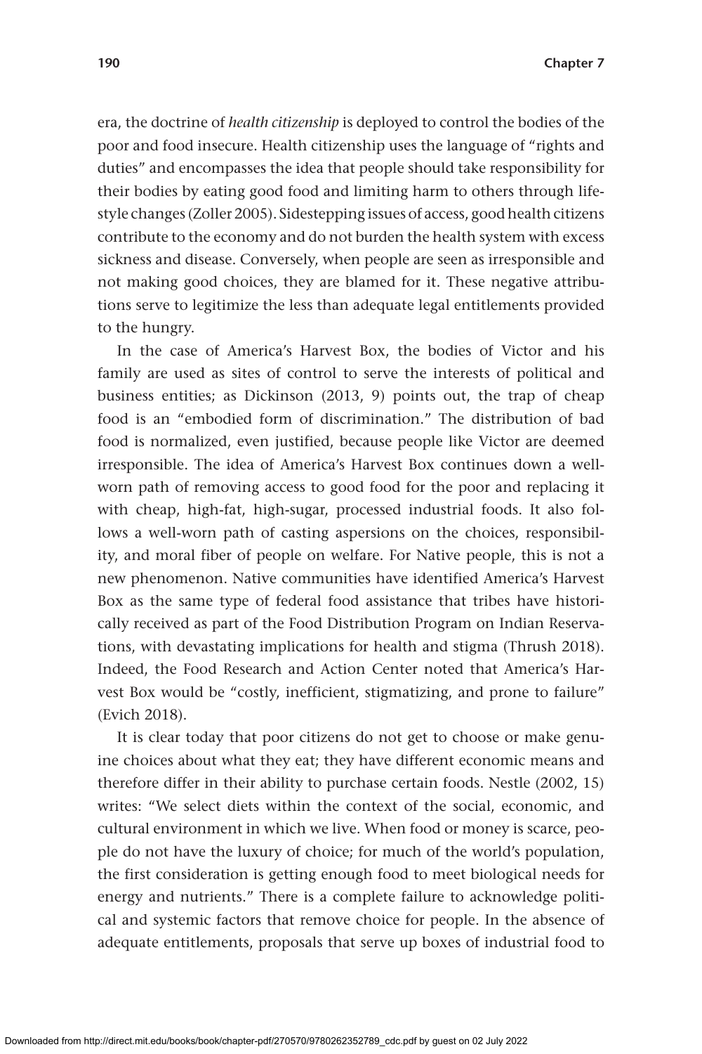era, the doctrine of *health citizenship* is deployed to control the bodies of the poor and food insecure. Health citizenship uses the language of "rights and duties" and encompasses the idea that people should take responsibility for their bodies by eating good food and limiting harm to others through lifestyle changes (Zoller 2005). Sidestepping issues of access, good health citizens contribute to the economy and do not burden the health system with excess sickness and disease. Conversely, when people are seen as irresponsible and not making good choices, they are blamed for it. These negative attributions serve to legitimize the less than adequate legal entitlements provided to the hungry.

In the case of America's Harvest Box, the bodies of Victor and his family are used as sites of control to serve the interests of political and business entities; as Dickinson (2013, 9) points out, the trap of cheap food is an "embodied form of discrimination." The distribution of bad food is normalized, even justified, because people like Victor are deemed irresponsible. The idea of America's Harvest Box continues down a well-worn path of removing access to good food for the poor and replacing it with cheap, high-fat, high-sugar, processed industrial foods. It also follows a well-worn path of casting aspersions on the choices, responsibility, and moral fiber of people on welfare. For Native people, this is not a new phenomenon. Native communities have identified America's Harvest Box as the same type of federal food assistance that tribes have historically received as part of the Food Distribution Program on Indian Reservations, with devastating implications for health and stigma (Thrush 2018). Indeed, the Food Research and Action Center noted that America's Harvest Box would be "costly, inefficient, stigmatizing, and prone to failure" (Evich 2018).

It is clear today that poor citizens do not get to choose or make genuine choices about what they eat; they have different economic means and therefore differ in their ability to purchase certain foods. Nestle (2002, 15) writes: "We select diets within the context of the social, economic, and cultural environment in which we live. When food or money is scarce, people do not have the luxury of choice; for much of the world's population, the first consideration is getting enough food to meet biological needs for energy and nutrients." There is a complete failure to acknowledge political and systemic factors that remove choice for people. In the absence of adequate entitlements, proposals that serve up boxes of industrial food to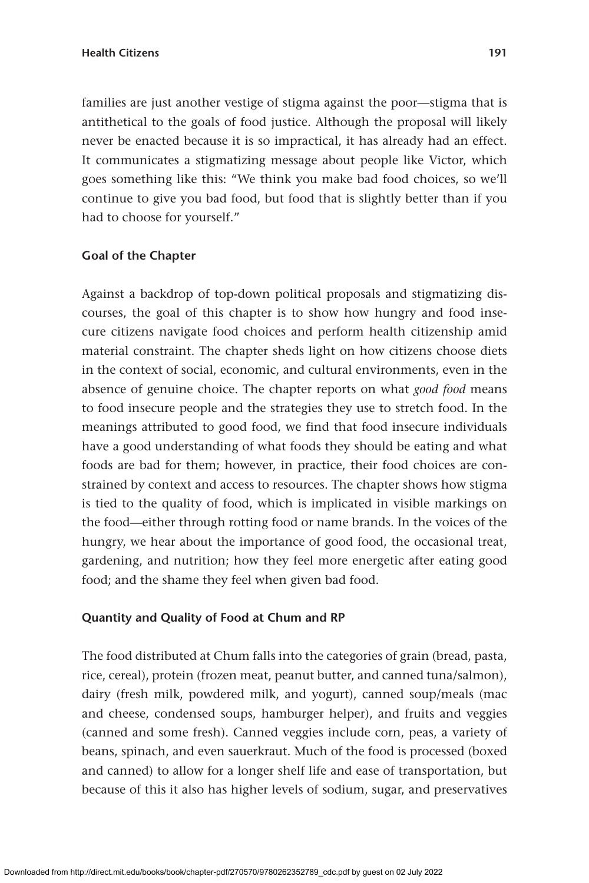families are just another vestige of stigma against the poor—stigma that is antithetical to the goals of food justice. Although the proposal will likely never be enacted because it is so impractical, it has already had an effect. It communicates a stigmatizing message about people like Victor, which goes something like this: "We think you make bad food choices, so we'll continue to give you bad food, but food that is slightly better than if you had to choose for yourself."

### Goal of the Chapter

Against a backdrop of top-down political proposals and stigmatizing discourses, the goal of this chapter is to show how hungry and food insecure citizens navigate food choices and perform health citizenship amid material constraint. The chapter sheds light on how citizens choose diets in the context of social, economic, and cultural environments, even in the absence of genuine choice. The chapter reports on what *good food* means to food insecure people and the strategies they use to stretch food. In the meanings attributed to good food, we find that food insecure individuals have a good understanding of what foods they should be eating and what foods are bad for them; however, in practice, their food choices are constrained by context and access to resources. The chapter shows how stigma is tied to the quality of food, which is implicated in visible markings on the food—either through rotting food or name brands. In the voices of the hungry, we hear about the importance of good food, the occasional treat, gardening, and nutrition; how they feel more energetic after eating good food; and the shame they feel when given bad food.

### Quantity and Quality of Food at Chum and RP

The food distributed at Chum falls into the categories of grain (bread, pasta, rice, cereal), protein (frozen meat, peanut butter, and canned tuna/salmon), dairy (fresh milk, powdered milk, and yogurt), canned soup/meals (mac and cheese, condensed soups, hamburger helper), and fruits and veggies (canned and some fresh). Canned veggies include corn, peas, a variety of beans, spinach, and even sauerkraut. Much of the food is processed (boxed and canned) to allow for a longer shelf life and ease of transportation, but because of this it also has higher levels of sodium, sugar, and preservatives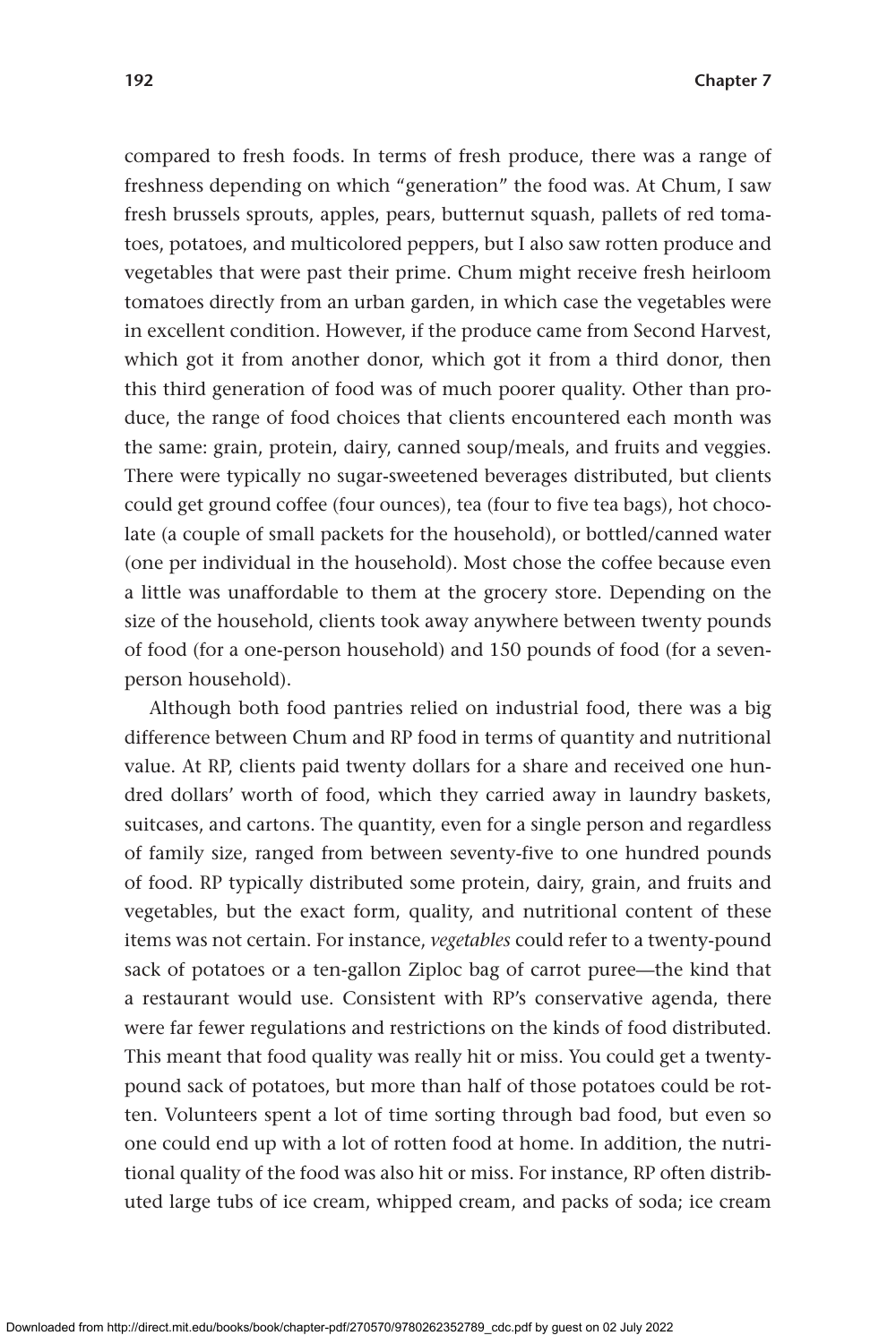compared to fresh foods. In terms of fresh produce, there was a range of freshness depending on which "generation" the food was. At Chum, I saw fresh brussels sprouts, apples, pears, butternut squash, pallets of red tomatoes, potatoes, and multicolored peppers, but I also saw rotten produce and vegetables that were past their prime. Chum might receive fresh heirloom tomatoes directly from an urban garden, in which case the vegetables were in excellent condition. However, if the produce came from Second Harvest, which got it from another donor, which got it from a third donor, then this third generation of food was of much poorer quality. Other than produce, the range of food choices that clients encountered each month was the same: grain, protein, dairy, canned soup/meals, and fruits and veggies. There were typically no sugar-sweetened beverages distributed, but clients could get ground coffee (four ounces), tea (four to five tea bags), hot chocolate (a couple of small packets for the household), or bottled/canned water (one per individual in the household). Most chose the coffee because even a little was unaffordable to them at the grocery store. Depending on the size of the household, clients took away anywhere between twenty pounds of food (for a one-person household) and 150 pounds of food (for a seven-person household).

Although both food pantries relied on industrial food, there was a big difference between Chum and RP food in terms of quantity and nutritional value. At RP, clients paid twenty dollars for a share and received one hundred dollars' worth of food, which they carried away in laundry baskets, suitcases, and cartons. The quantity, even for a single person and regardless of family size, ranged from between seventy-five to one hundred pounds of food. RP typically distributed some protein, dairy, grain, and fruits and vegetables, but the exact form, quality, and nutritional content of these items was not certain. For instance, *vegetables* could refer to a twenty-pound sack of potatoes or a ten-gallon Ziploc bag of carrot puree—the kind that a restaurant would use. Consistent with RP's conservative agenda, there were far fewer regulations and restrictions on the kinds of food distributed. This meant that food quality was really hit or miss. You could get a twenty-pound sack of potatoes, but more than half of those potatoes could be rotten. Volunteers spent a lot of time sorting through bad food, but even so one could end up with a lot of rotten food at home. In addition, the nutritional quality of the food was also hit or miss. For instance, RP often distributed large tubs of ice cream, whipped cream, and packs of soda; ice cream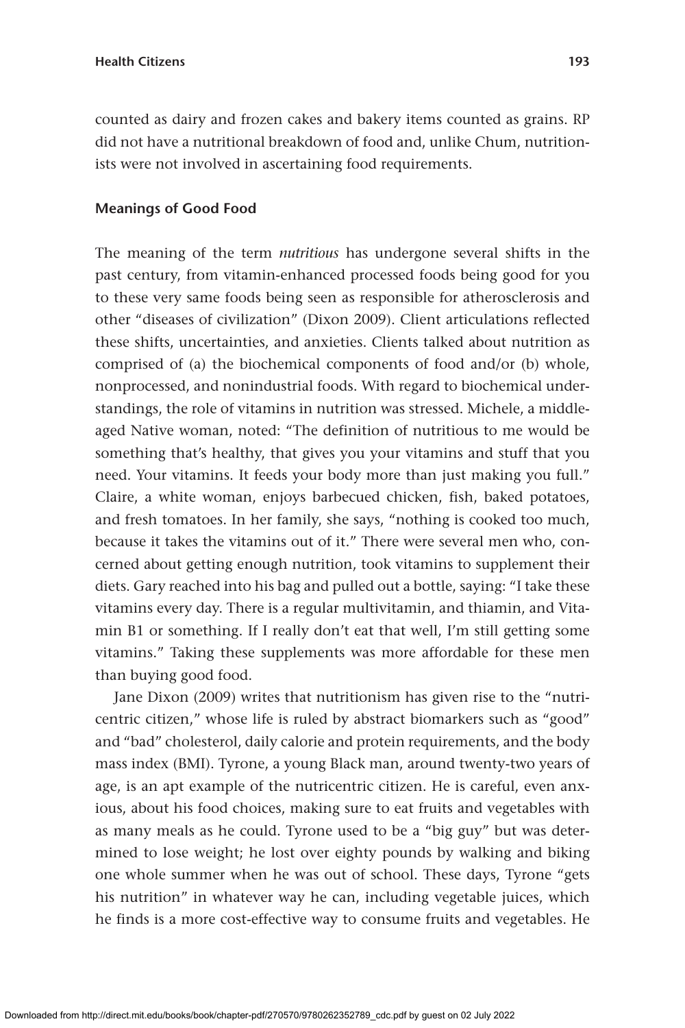counted as dairy and frozen cakes and bakery items counted as grains. RP did not have a nutritional breakdown of food and, unlike Chum, nutritionists were not involved in ascertaining food requirements.

### Meanings of Good Food

The meaning of the term *nutritious* has undergone several shifts in the past century, from vitamin-enhanced processed foods being good for you to these very same foods being seen as responsible for atherosclerosis and other "diseases of civilization" (Dixon 2009). Client articulations reflected these shifts, uncertainties, and anxieties. Clients talked about nutrition as comprised of (a) the biochemical components of food and/or (b) whole, nonprocessed, and nonindustrial foods. With regard to biochemical understandings, the role of vitamins in nutrition was stressed. Michele, a middle-aged Native woman, noted: "The definition of nutritious to me would be something that's healthy, that gives you your vitamins and stuff that you need. Your vitamins. It feeds your body more than just making you full." Claire, a white woman, enjoys barbecued chicken, fish, baked potatoes, and fresh tomatoes. In her family, she says, "nothing is cooked too much, because it takes the vitamins out of it." There were several men who, concerned about getting enough nutrition, took vitamins to supplement their diets. Gary reached into his bag and pulled out a bottle, saying: "I take these vitamins every day. There is a regular multivitamin, and thiamin, and Vitamin B1 or something. If I really don't eat that well, I'm still getting some vitamins." Taking these supplements was more affordable for these men than buying good food.

Jane Dixon (2009) writes that nutritionism has given rise to the "nutricentric citizen," whose life is ruled by abstract biomarkers such as "good" and "bad" cholesterol, daily calorie and protein requirements, and the body mass index (BMI). Tyrone, a young Black man, around twenty-two years of age, is an apt example of the nutricentric citizen. He is careful, even anxious, about his food choices, making sure to eat fruits and vegetables with as many meals as he could. Tyrone used to be a "big guy" but was determined to lose weight; he lost over eighty pounds by walking and biking one whole summer when he was out of school. These days, Tyrone "gets his nutrition" in whatever way he can, including vegetable juices, which he finds is a more cost-effective way to consume fruits and vegetables. He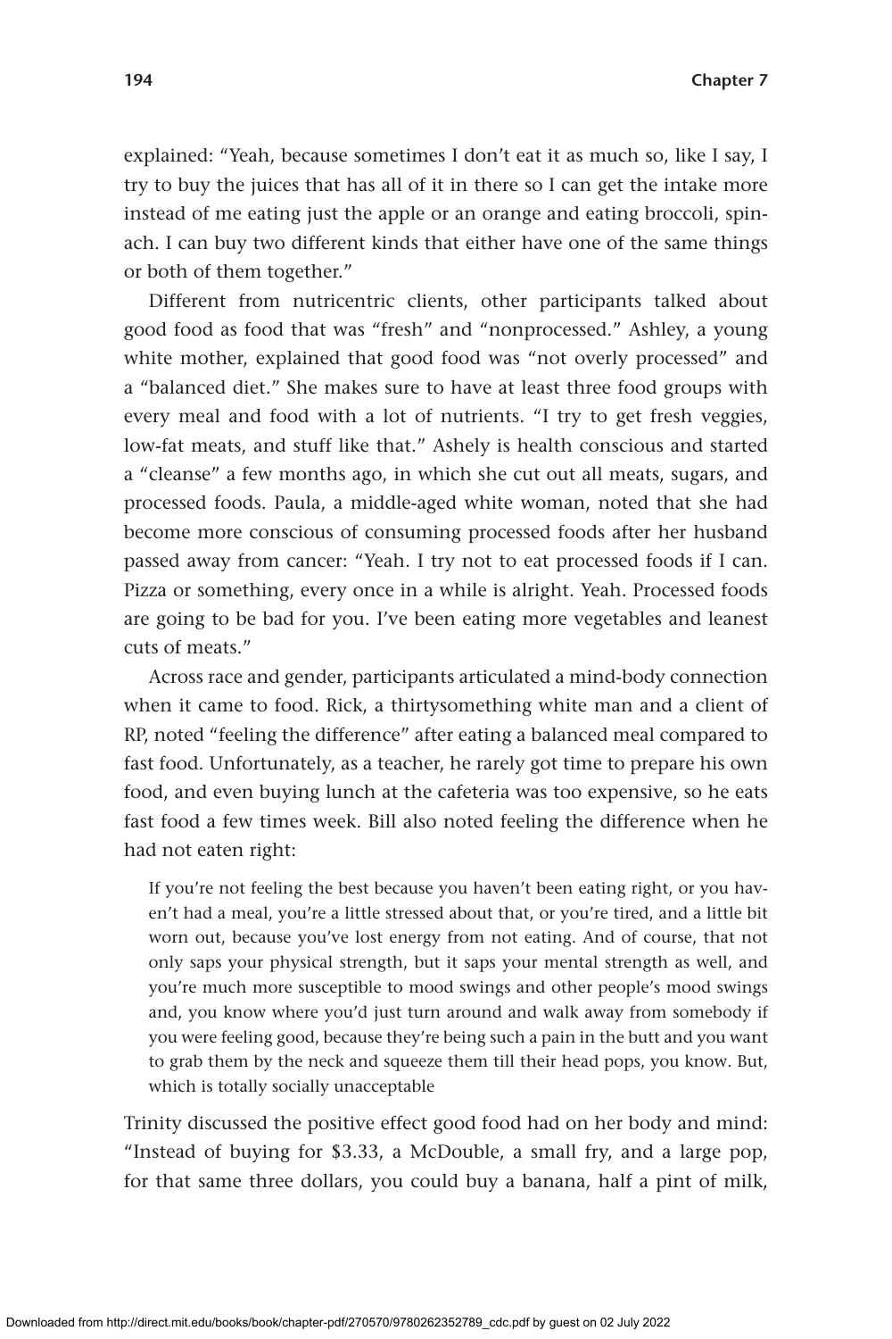explained: "Yeah, because sometimes I don't eat it as much so, like I say, I try to buy the juices that has all of it in there so I can get the intake more instead of me eating just the apple or an orange and eating broccoli, spinach. I can buy two different kinds that either have one of the same things or both of them together."

Different from nutricentric clients, other participants talked about good food as food that was "fresh" and "nonprocessed." Ashley, a young white mother, explained that good food was "not overly processed" and a "balanced diet." She makes sure to have at least three food groups with every meal and food with a lot of nutrients. "I try to get fresh veggies, low-fat meats, and stuff like that." Ashely is health conscious and started a "cleanse" a few months ago, in which she cut out all meats, sugars, and processed foods. Paula, a middle-aged white woman, noted that she had become more conscious of consuming processed foods after her husband passed away from cancer: "Yeah. I try not to eat processed foods if I can. Pizza or something, every once in a while is alright. Yeah. Processed foods are going to be bad for you. I've been eating more vegetables and leanest cuts of meats."

Across race and gender, participants articulated a mind-body connection when it came to food. Rick, a thirtysomething white man and a client of RP, noted "feeling the difference" after eating a balanced meal compared to fast food. Unfortunately, as a teacher, he rarely got time to prepare his own food, and even buying lunch at the cafeteria was too expensive, so he eats fast food a few times week. Bill also noted feeling the difference when he had not eaten right:

> If you're not feeling the best because you haven't been eating right, or you haven't had a meal, you're a little stressed about that, or you're tired, and a little bit worn out, because you've lost energy from not eating. And of course, that not only saps your physical strength, but it saps your mental strength as well, and you're much more susceptible to mood swings and other people's mood swings and, you know where you'd just turn around and walk away from somebody if you were feeling good, because they're being such a pain in the butt and you want to grab them by the neck and squeeze them till their head pops, you know. But, which is totally socially unacceptable

Trinity discussed the positive effect good food had on her body and mind: "Instead of buying for $3.33, a McDouble, a small fry, and a large pop, for that same three dollars, you could buy a banana, half a pint of milk,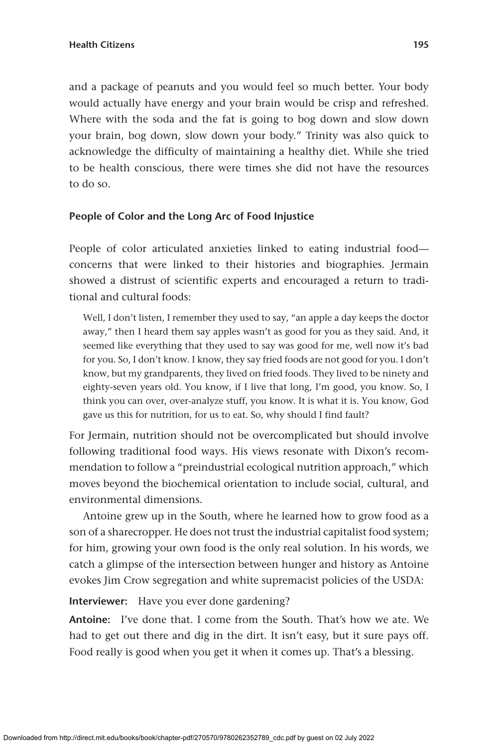and a package of peanuts and you would feel so much better. Your body would actually have energy and your brain would be crisp and refreshed. Where with the soda and the fat is going to bog down and slow down your brain, bog down, slow down your body." Trinity was also quick to acknowledge the difficulty of maintaining a healthy diet. While she tried to be health conscious, there were times she did not have the resources to do so.

### People of Color and the Long Arc of Food Injustice

People of color articulated anxieties linked to eating industrial food—concerns that were linked to their histories and biographies. Jermain showed a distrust of scientific experts and encouraged a return to traditional and cultural foods:

> Well, I don't listen, I remember they used to say, "an apple a day keeps the doctor away," then I heard them say apples wasn't as good for you as they said. And, it seemed like everything that they used to say was good for me, well now it's bad for you. So, I don't know. I know, they say fried foods are not good for you. I don't know, but my grandparents, they lived on fried foods. They lived to be ninety and eighty-seven years old. You know, if I live that long, I'm good, you know. So, I think you can over, over-analyze stuff, you know. It is what it is. You know, God gave us this for nutrition, for us to eat. So, why should I find fault?

For Jermain, nutrition should not be overcomplicated but should involve following traditional food ways. His views resonate with Dixon's recommendation to follow a "preindustrial ecological nutrition approach," which moves beyond the biochemical orientation to include social, cultural, and environmental dimensions.

Antoine grew up in the South, where he learned how to grow food as a son of a sharecropper. He does not trust the industrial capitalist food system; for him, growing your own food is the only real solution. In his words, we catch a glimpse of the intersection between hunger and history as Antoine evokes Jim Crow segregation and white supremacist policies of the USDA:

**Interviewer:** Have you ever done gardening?

**Antoine:** I've done that. I come from the South. That's how we ate. We had to get out there and dig in the dirt. It isn't easy, but it sure pays off. Food really is good when you get it when it comes up. That's a blessing.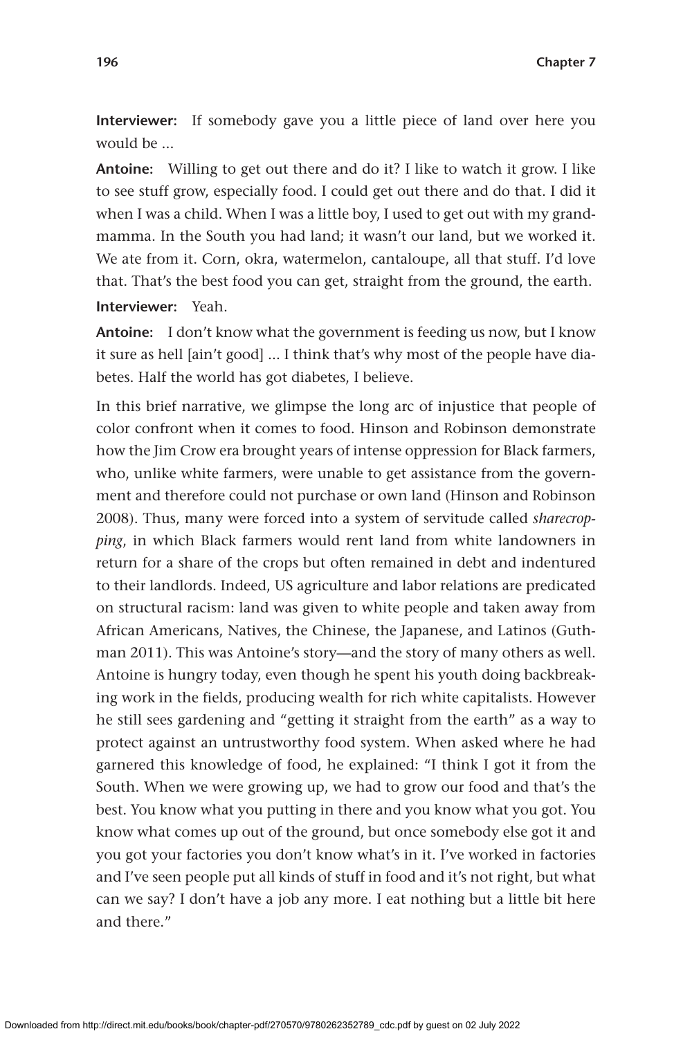**Interviewer:** If somebody gave you a little piece of land over here you would be ...

**Antoine:** Willing to get out there and do it? I like to watch it grow. I like to see stuff grow, especially food. I could get out there and do that. I did it when I was a child. When I was a little boy, I used to get out with my grandmamma. In the South you had land; it wasn't our land, but we worked it. We ate from it. Corn, okra, watermelon, cantaloupe, all that stuff. I'd love that. That's the best food you can get, straight from the ground, the earth.

**Interviewer:** Yeah.

**Antoine:** I don't know what the government is feeding us now, but I know it sure as hell [ain't good] ... I think that's why most of the people have diabetes. Half the world has got diabetes, I believe.

In this brief narrative, we glimpse the long arc of injustice that people of color confront when it comes to food. Hinson and Robinson demonstrate how the Jim Crow era brought years of intense oppression for Black farmers, who, unlike white farmers, were unable to get assistance from the government and therefore could not purchase or own land (Hinson and Robinson 2008). Thus, many were forced into a system of servitude called *sharecropping*, in which Black farmers would rent land from white landowners in return for a share of the crops but often remained in debt and indentured to their landlords. Indeed, US agriculture and labor relations are predicated on structural racism: land was given to white people and taken away from African Americans, Natives, the Chinese, the Japanese, and Latinos (Guthman 2011). This was Antoine's story—and the story of many others as well. Antoine is hungry today, even though he spent his youth doing backbreaking work in the fields, producing wealth for rich white capitalists. However he still sees gardening and "getting it straight from the earth" as a way to protect against an untrustworthy food system. When asked where he had garnered this knowledge of food, he explained: "I think I got it from the South. When we were growing up, we had to grow our food and that's the best. You know what you putting in there and you know what you got. You know what comes up out of the ground, but once somebody else got it and you got your factories you don't know what's in it. I've worked in factories and I've seen people put all kinds of stuff in food and it's not right, but what can we say? I don't have a job any more. I eat nothing but a little bit here and there."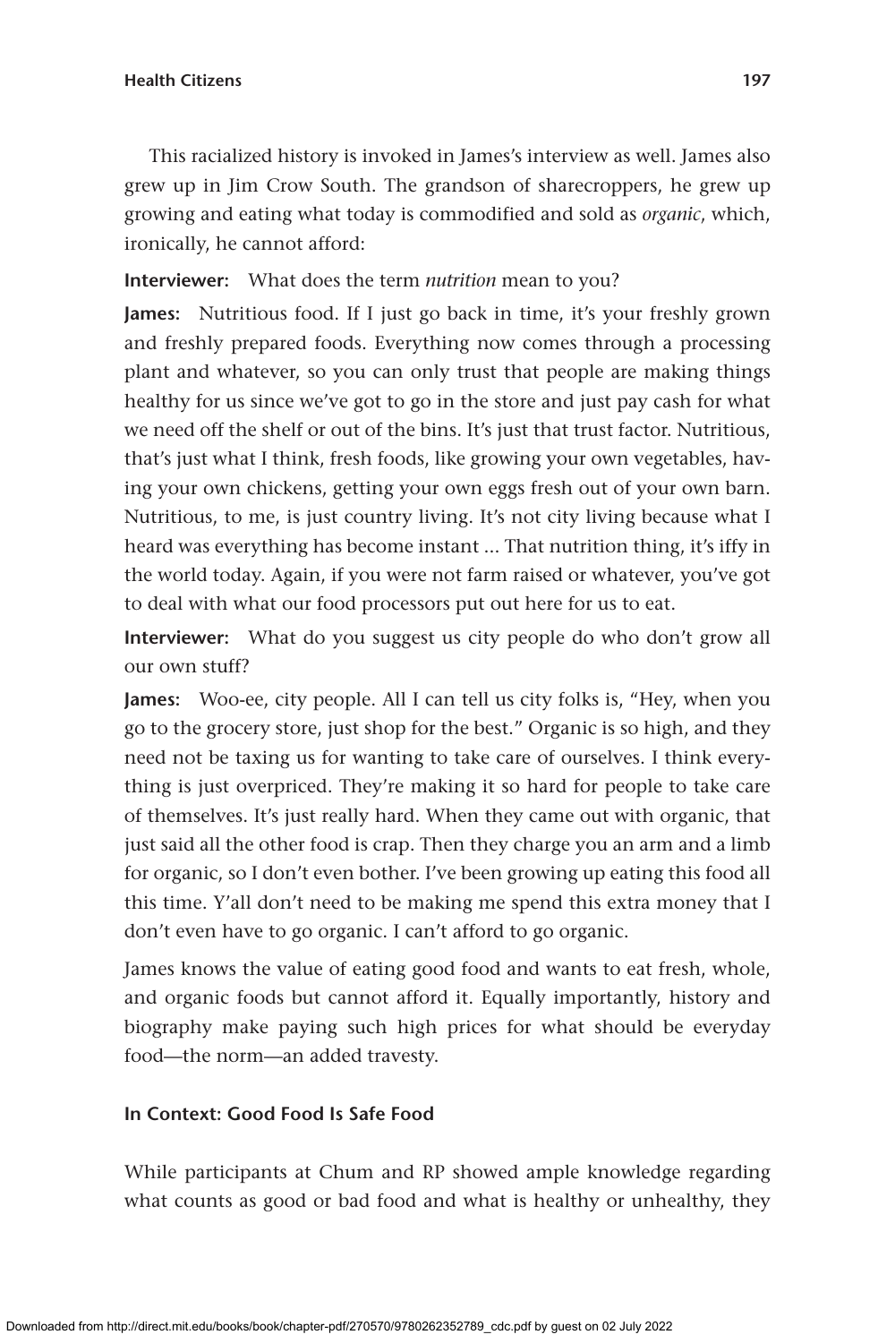This racialized history is invoked in James's interview as well. James also grew up in Jim Crow South. The grandson of sharecroppers, he grew up growing and eating what today is commodified and sold as *organic*, which, ironically, he cannot afford:

**Interviewer:** What does the term *nutrition* mean to you?

**James:** Nutritious food. If I just go back in time, it's your freshly grown and freshly prepared foods. Everything now comes through a processing plant and whatever, so you can only trust that people are making things healthy for us since we've got to go in the store and just pay cash for what we need off the shelf or out of the bins. It's just that trust factor. Nutritious, that's just what I think, fresh foods, like growing your own vegetables, having your own chickens, getting your own eggs fresh out of your own barn. Nutritious, to me, is just country living. It's not city living because what I heard was everything has become instant ... That nutrition thing, it's iffy in the world today. Again, if you were not farm raised or whatever, you've got to deal with what our food processors put out here for us to eat.

**Interviewer:** What do you suggest us city people do who don't grow all our own stuff?

**James:** Woo-ee, city people. All I can tell us city folks is, "Hey, when you go to the grocery store, just shop for the best." Organic is so high, and they need not be taxing us for wanting to take care of ourselves. I think everything is just overpriced. They're making it so hard for people to take care of themselves. It's just really hard. When they came out with organic, that just said all the other food is crap. Then they charge you an arm and a limb for organic, so I don't even bother. I've been growing up eating this food all this time. Y'all don't need to be making me spend this extra money that I don't even have to go organic. I can't afford to go organic.

James knows the value of eating good food and wants to eat fresh, whole, and organic foods but cannot afford it. Equally importantly, history and biography make paying such high prices for what should be everyday food—the norm—an added travesty.

### In Context: Good Food Is Safe Food

While participants at Chum and RP showed ample knowledge regarding what counts as good or bad food and what is healthy or unhealthy, they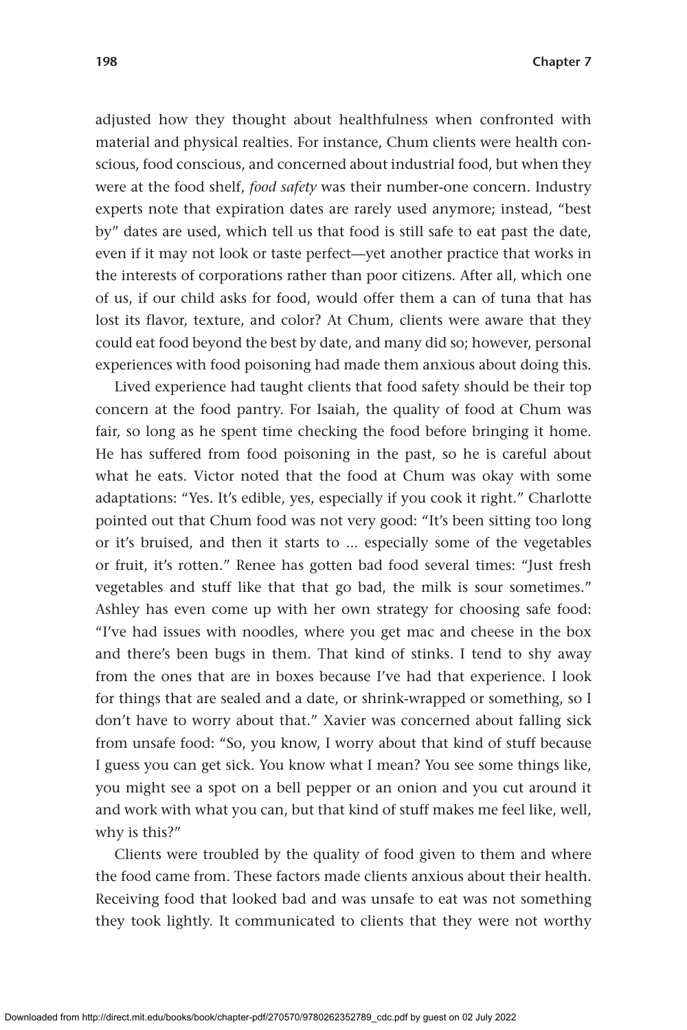adjusted how they thought about healthfulness when confronted with material and physical realties. For instance, Chum clients were health conscious, food conscious, and concerned about industrial food, but when they were at the food shelf, *food safety* was their number-one concern. Industry experts note that expiration dates are rarely used anymore; instead, "best by" dates are used, which tell us that food is still safe to eat past the date, even if it may not look or taste perfect—yet another practice that works in the interests of corporations rather than poor citizens. After all, which one of us, if our child asks for food, would offer them a can of tuna that has lost its flavor, texture, and color? At Chum, clients were aware that they could eat food beyond the best by date, and many did so; however, personal experiences with food poisoning had made them anxious about doing this.

Lived experience had taught clients that food safety should be their top concern at the food pantry. For Isaiah, the quality of food at Chum was fair, so long as he spent time checking the food before bringing it home. He has suffered from food poisoning in the past, so he is careful about what he eats. Victor noted that the food at Chum was okay with some adaptations: "Yes. It's edible, yes, especially if you cook it right." Charlotte pointed out that Chum food was not very good: "It's been sitting too long or it's bruised, and then it starts to ... especially some of the vegetables or fruit, it's rotten." Renee has gotten bad food several times: "Just fresh vegetables and stuff like that that go bad, the milk is sour sometimes." Ashley has even come up with her own strategy for choosing safe food: "I've had issues with noodles, where you get mac and cheese in the box and there's been bugs in them. That kind of stinks. I tend to shy away from the ones that are in boxes because I've had that experience. I look for things that are sealed and a date, or shrink-wrapped or something, so I don't have to worry about that." Xavier was concerned about falling sick from unsafe food: "So, you know, I worry about that kind of stuff because I guess you can get sick. You know what I mean? You see some things like, you might see a spot on a bell pepper or an onion and you cut around it and work with what you can, but that kind of stuff makes me feel like, well, why is this?"

Clients were troubled by the quality of food given to them and where the food came from. These factors made clients anxious about their health. Receiving food that looked bad and was unsafe to eat was not something they took lightly. It communicated to clients that they were not worthy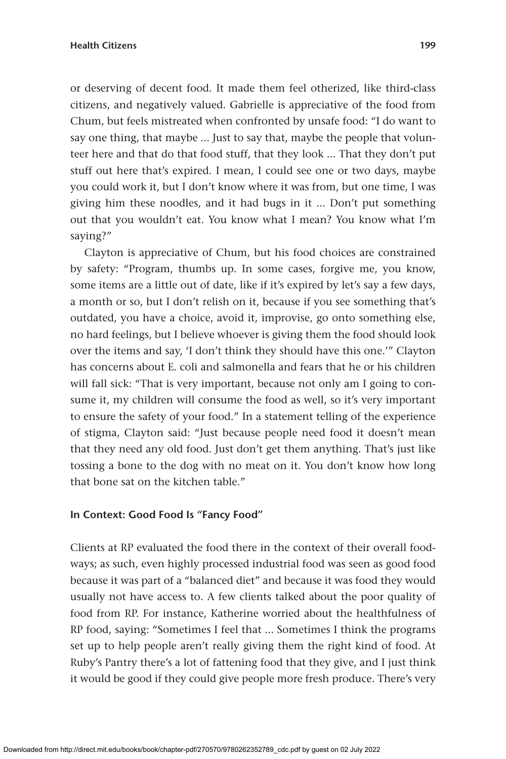or deserving of decent food. It made them feel otherized, like third-class citizens, and negatively valued. Gabrielle is appreciative of the food from Chum, but feels mistreated when confronted by unsafe food: "I do want to say one thing, that maybe ... Just to say that, maybe the people that volunteer here and that do that food stuff, that they look ... That they don't put stuff out here that's expired. I mean, I could see one or two days, maybe you could work it, but I don't know where it was from, but one time, I was giving him these noodles, and it had bugs in it ... Don't put something out that you wouldn't eat. You know what I mean? You know what I'm saying?"

Clayton is appreciative of Chum, but his food choices are constrained by safety: "Program, thumbs up. In some cases, forgive me, you know, some items are a little out of date, like if it's expired by let's say a few days, a month or so, but I don't relish on it, because if you see something that's outdated, you have a choice, avoid it, improvise, go onto something else, no hard feelings, but I believe whoever is giving them the food should look over the items and say, 'I don't think they should have this one.'" Clayton has concerns about E. coli and salmonella and fears that he or his children will fall sick: "That is very important, because not only am I going to consume it, my children will consume the food as well, so it's very important to ensure the safety of your food." In a statement telling of the experience of stigma, Clayton said: "Just because people need food it doesn't mean that they need any old food. Just don't get them anything. That's just like tossing a bone to the dog with no meat on it. You don't know how long that bone sat on the kitchen table."

### In Context: Good Food Is "Fancy Food"

Clients at RP evaluated the food there in the context of their overall foodways; as such, even highly processed industrial food was seen as good food because it was part of a "balanced diet" and because it was food they would usually not have access to. A few clients talked about the poor quality of food from RP. For instance, Katherine worried about the healthfulness of RP food, saying: "Sometimes I feel that ... Sometimes I think the programs set up to help people aren't really giving them the right kind of food. At Ruby's Pantry there's a lot of fattening food that they give, and I just think it would be good if they could give people more fresh produce. There's very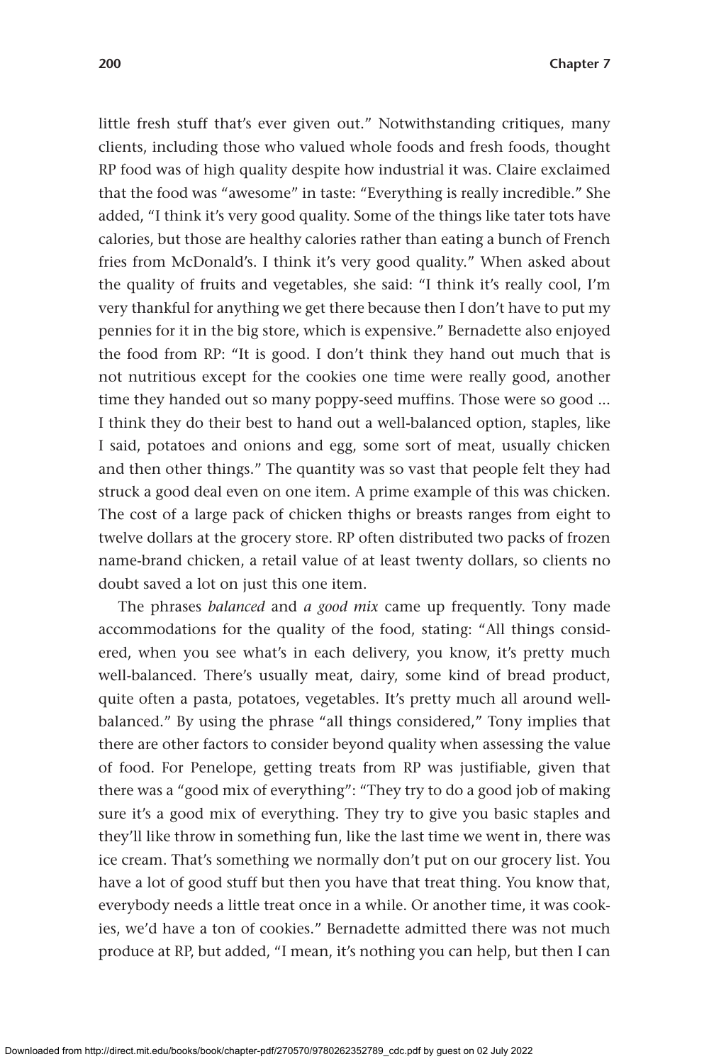little fresh stuff that's ever given out." Notwithstanding critiques, many clients, including those who valued whole foods and fresh foods, thought RP food was of high quality despite how industrial it was. Claire exclaimed that the food was "awesome" in taste: "Everything is really incredible." She added, "I think it's very good quality. Some of the things like tater tots have calories, but those are healthy calories rather than eating a bunch of French fries from McDonald's. I think it's very good quality." When asked about the quality of fruits and vegetables, she said: "I think it's really cool, I'm very thankful for anything we get there because then I don't have to put my pennies for it in the big store, which is expensive." Bernadette also enjoyed the food from RP: "It is good. I don't think they hand out much that is not nutritious except for the cookies one time were really good, another time they handed out so many poppy-seed muffins. Those were so good ... I think they do their best to hand out a well-balanced option, staples, like I said, potatoes and onions and egg, some sort of meat, usually chicken and then other things." The quantity was so vast that people felt they had struck a good deal even on one item. A prime example of this was chicken. The cost of a large pack of chicken thighs or breasts ranges from eight to twelve dollars at the grocery store. RP often distributed two packs of frozen name-brand chicken, a retail value of at least twenty dollars, so clients no doubt saved a lot on just this one item.

The phrases *balanced* and *a good mix* came up frequently. Tony made accommodations for the quality of the food, stating: "All things considered, when you see what's in each delivery, you know, it's pretty much well-balanced. There's usually meat, dairy, some kind of bread product, quite often a pasta, potatoes, vegetables. It's pretty much all around well-balanced." By using the phrase "all things considered," Tony implies that there are other factors to consider beyond quality when assessing the value of food. For Penelope, getting treats from RP was justifiable, given that there was a "good mix of everything": "They try to do a good job of making sure it's a good mix of everything. They try to give you basic staples and they'll like throw in something fun, like the last time we went in, there was ice cream. That's something we normally don't put on our grocery list. You have a lot of good stuff but then you have that treat thing. You know that, everybody needs a little treat once in a while. Or another time, it was cookies, we'd have a ton of cookies." Bernadette admitted there was not much produce at RP, but added, "I mean, it's nothing you can help, but then I can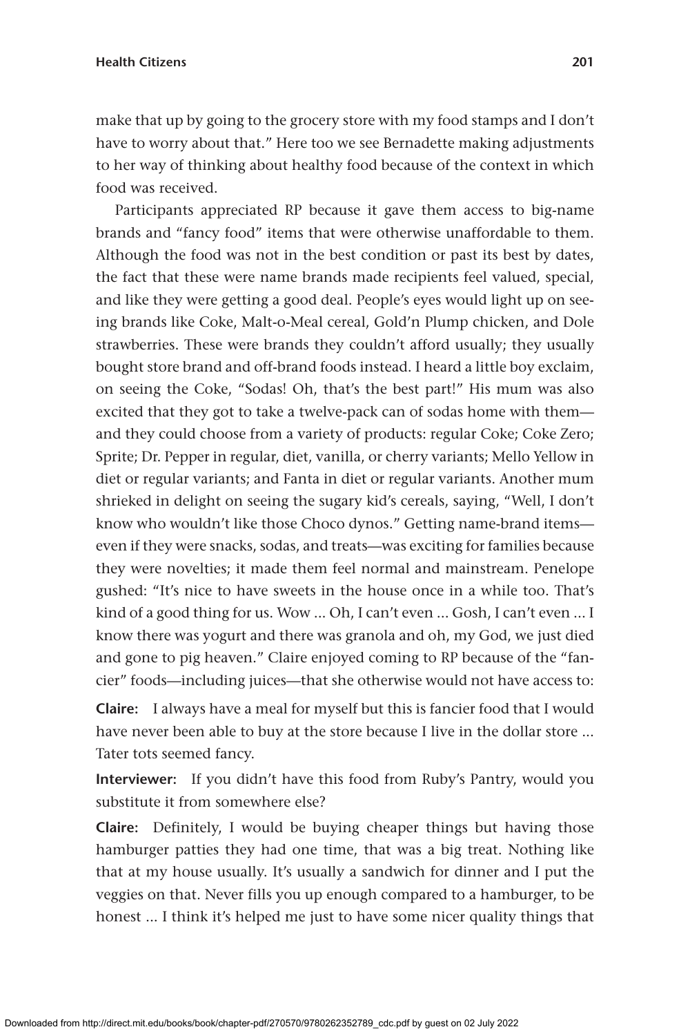make that up by going to the grocery store with my food stamps and I don't have to worry about that." Here too we see Bernadette making adjustments to her way of thinking about healthy food because of the context in which food was received.

Participants appreciated RP because it gave them access to big-name brands and "fancy food" items that were otherwise unaffordable to them. Although the food was not in the best condition or past its best by dates, the fact that these were name brands made recipients feel valued, special, and like they were getting a good deal. People's eyes would light up on seeing brands like Coke, Malt-o-Meal cereal, Gold'n Plump chicken, and Dole strawberries. These were brands they couldn't afford usually; they usually bought store brand and off-brand foods instead. I heard a little boy exclaim, on seeing the Coke, "Sodas! Oh, that's the best part!" His mum was also excited that they got to take a twelve-pack can of sodas home with them—and they could choose from a variety of products: regular Coke; Coke Zero; Sprite; Dr. Pepper in regular, diet, vanilla, or cherry variants; Mello Yellow in diet or regular variants; and Fanta in diet or regular variants. Another mum shrieked in delight on seeing the sugary kid's cereals, saying, "Well, I don't know who wouldn't like those Choco dynos." Getting name-brand items—even if they were snacks, sodas, and treats—was exciting for families because they were novelties; it made them feel normal and mainstream. Penelope gushed: "It's nice to have sweets in the house once in a while too. That's kind of a good thing for us. Wow ... Oh, I can't even ... Gosh, I can't even ... I know there was yogurt and there was granola and oh, my God, we just died and gone to pig heaven." Claire enjoyed coming to RP because of the "fancier" foods—including juices—that she otherwise would not have access to:

**Claire:** I always have a meal for myself but this is fancier food that I would have never been able to buy at the store because I live in the dollar store ... Tater tots seemed fancy.

**Interviewer:** If you didn't have this food from Ruby's Pantry, would you substitute it from somewhere else?

**Claire:** Definitely, I would be buying cheaper things but having those hamburger patties they had one time, that was a big treat. Nothing like that at my house usually. It's usually a sandwich for dinner and I put the veggies on that. Never fills you up enough compared to a hamburger, to be honest ... I think it's helped me just to have some nicer quality things that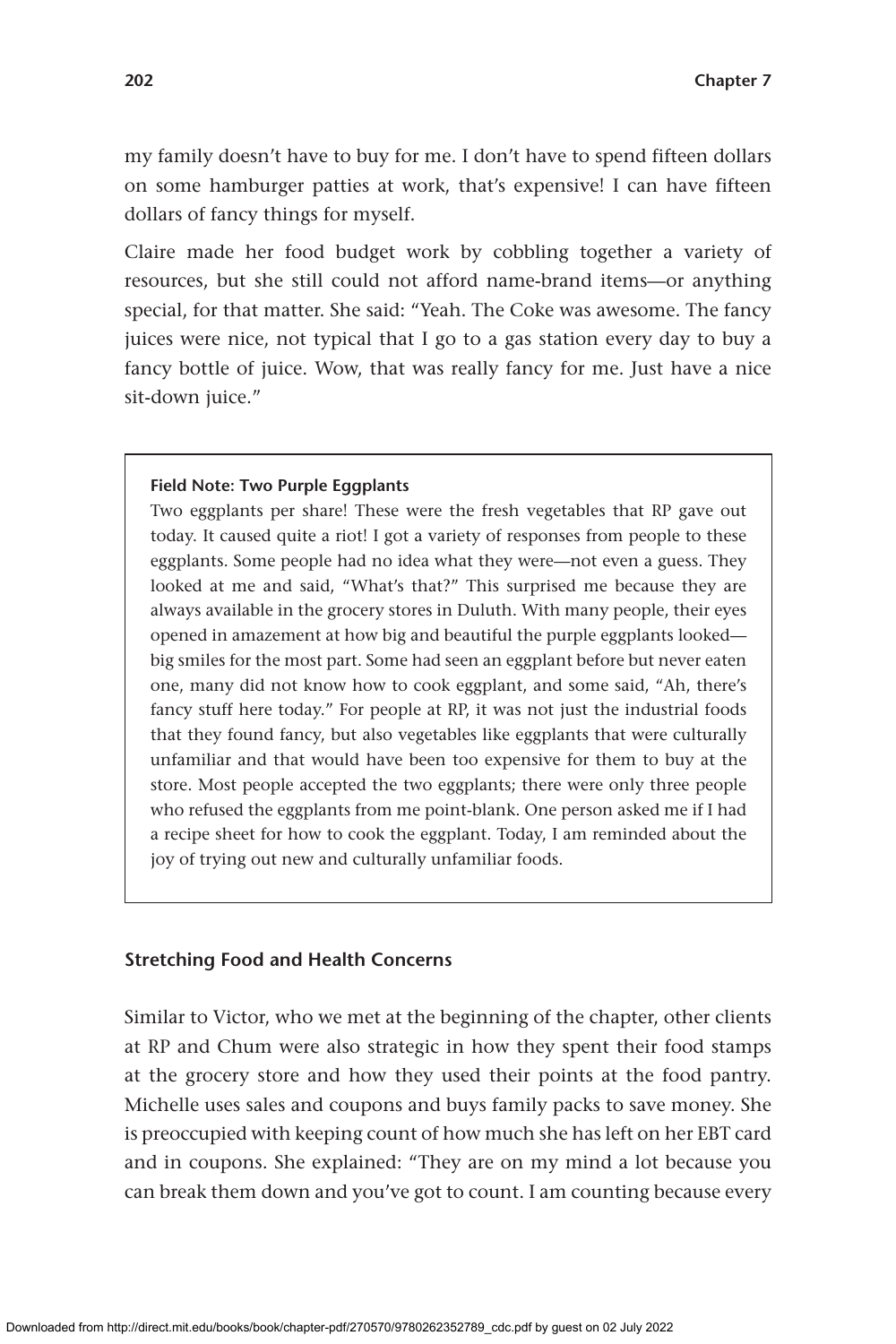my family doesn't have to buy for me. I don't have to spend fifteen dollars on some hamburger patties at work, that's expensive! I can have fifteen dollars of fancy things for myself.

Claire made her food budget work by cobbling together a variety of resources, but she still could not afford name-brand items—or anything special, for that matter. She said: "Yeah. The Coke was awesome. The fancy juices were nice, not typical that I go to a gas station every day to buy a fancy bottle of juice. Wow, that was really fancy for me. Just have a nice sit-down juice."

> **Field Note: Two Purple Eggplants**
>
> Two eggplants per share! These were the fresh vegetables that RP gave out today. It caused quite a riot! I got a variety of responses from people to these eggplants. Some people had no idea what they were—not even a guess. They looked at me and said, "What's that?" This surprised me because they are always available in the grocery stores in Duluth. With many people, their eyes opened in amazement at how big and beautiful the purple eggplants looked—big smiles for the most part. Some had seen an eggplant before but never eaten one, many did not know how to cook eggplant, and some said, "Ah, there's fancy stuff here today." For people at RP, it was not just the industrial foods that they found fancy, but also vegetables like eggplants that were culturally unfamiliar and that would have been too expensive for them to buy at the store. Most people accepted the two eggplants; there were only three people who refused the eggplants from me point-blank. One person asked me if I had a recipe sheet for how to cook the eggplant. Today, I am reminded about the joy of trying out new and culturally unfamiliar foods.

### Stretching Food and Health Concerns

Similar to Victor, who we met at the beginning of the chapter, other clients at RP and Chum were also strategic in how they spent their food stamps at the grocery store and how they used their points at the food pantry. Michelle uses sales and coupons and buys family packs to save money. She is preoccupied with keeping count of how much she has left on her EBT card and in coupons. She explained: "They are on my mind a lot because you can break them down and you've got to count. I am counting because every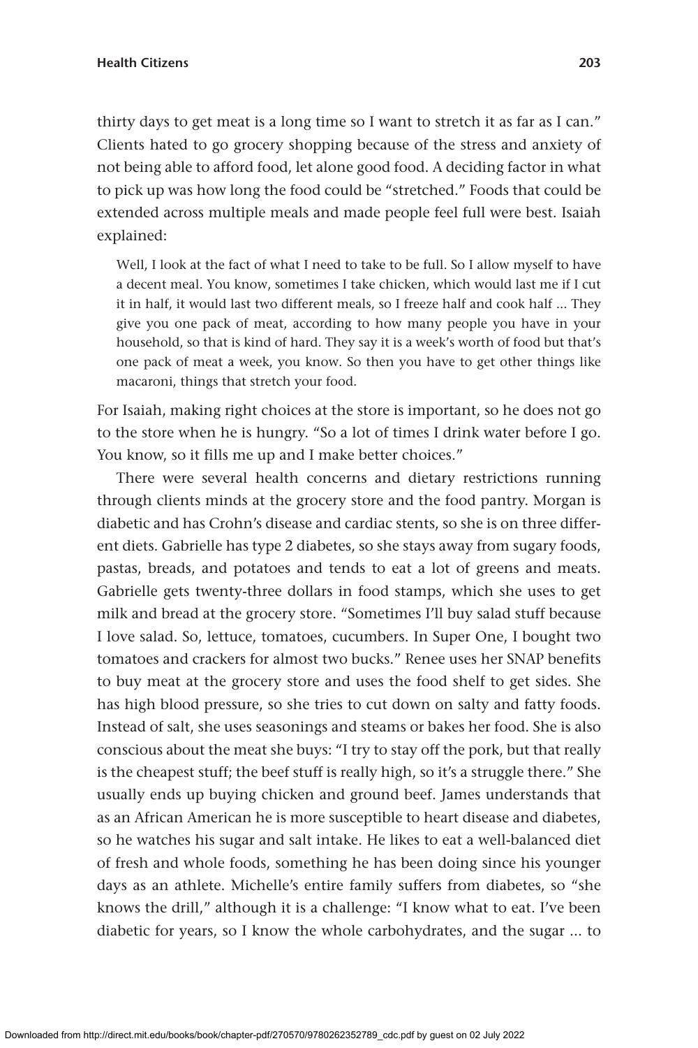thirty days to get meat is a long time so I want to stretch it as far as I can." Clients hated to go grocery shopping because of the stress and anxiety of not being able to afford food, let alone good food. A deciding factor in what to pick up was how long the food could be "stretched." Foods that could be extended across multiple meals and made people feel full were best. Isaiah explained:

> Well, I look at the fact of what I need to take to be full. So I allow myself to have a decent meal. You know, sometimes I take chicken, which would last me if I cut it in half, it would last two different meals, so I freeze half and cook half ... They give you one pack of meat, according to how many people you have in your household, so that is kind of hard. They say it is a week's worth of food but that's one pack of meat a week, you know. So then you have to get other things like macaroni, things that stretch your food.

For Isaiah, making right choices at the store is important, so he does not go to the store when he is hungry. "So a lot of times I drink water before I go. You know, so it fills me up and I make better choices."

There were several health concerns and dietary restrictions running through clients minds at the grocery store and the food pantry. Morgan is diabetic and has Crohn's disease and cardiac stents, so she is on three different diets. Gabrielle has type 2 diabetes, so she stays away from sugary foods, pastas, breads, and potatoes and tends to eat a lot of greens and meats. Gabrielle gets twenty-three dollars in food stamps, which she uses to get milk and bread at the grocery store. "Sometimes I'll buy salad stuff because I love salad. So, lettuce, tomatoes, cucumbers. In Super One, I bought two tomatoes and crackers for almost two bucks." Renee uses her SNAP benefits to buy meat at the grocery store and uses the food shelf to get sides. She has high blood pressure, so she tries to cut down on salty and fatty foods. Instead of salt, she uses seasonings and steams or bakes her food. She is also conscious about the meat she buys: "I try to stay off the pork, but that really is the cheapest stuff; the beef stuff is really high, so it's a struggle there." She usually ends up buying chicken and ground beef. James understands that as an African American he is more susceptible to heart disease and diabetes, so he watches his sugar and salt intake. He likes to eat a well-balanced diet of fresh and whole foods, something he has been doing since his younger days as an athlete. Michelle's entire family suffers from diabetes, so "she knows the drill," although it is a challenge: "I know what to eat. I've been diabetic for years, so I know the whole carbohydrates, and the sugar ... to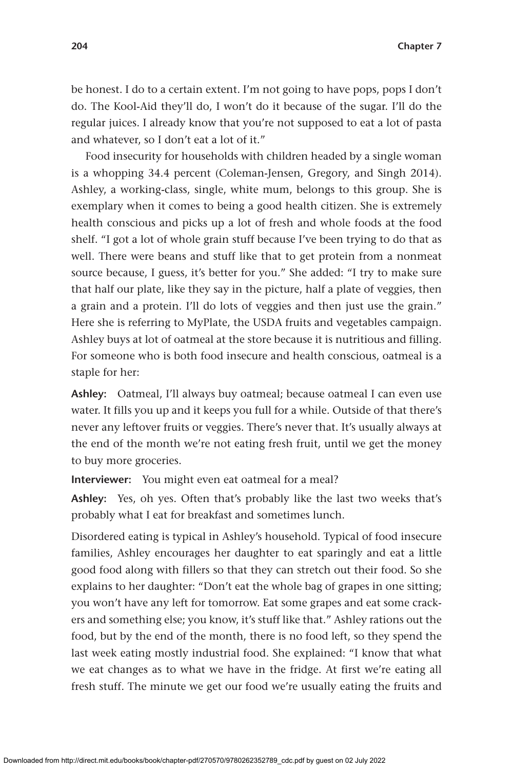be honest. I do to a certain extent. I'm not going to have pops, pops I don't do. The Kool-Aid they'll do, I won't do it because of the sugar. I'll do the regular juices. I already know that you're not supposed to eat a lot of pasta and whatever, so I don't eat a lot of it."

Food insecurity for households with children headed by a single woman is a whopping 34.4 percent (Coleman-Jensen, Gregory, and Singh 2014). Ashley, a working-class, single, white mum, belongs to this group. She is exemplary when it comes to being a good health citizen. She is extremely health conscious and picks up a lot of fresh and whole foods at the food shelf. "I got a lot of whole grain stuff because I've been trying to do that as well. There were beans and stuff like that to get protein from a nonmeat source because, I guess, it's better for you." She added: "I try to make sure that half our plate, like they say in the picture, half a plate of veggies, then a grain and a protein. I'll do lots of veggies and then just use the grain." Here she is referring to MyPlate, the USDA fruits and vegetables campaign. Ashley buys at lot of oatmeal at the store because it is nutritious and filling. For someone who is both food insecure and health conscious, oatmeal is a staple for her:

**Ashley:** Oatmeal, I'll always buy oatmeal; because oatmeal I can even use water. It fills you up and it keeps you full for a while. Outside of that there's never any leftover fruits or veggies. There's never that. It's usually always at the end of the month we're not eating fresh fruit, until we get the money to buy more groceries.

**Interviewer:** You might even eat oatmeal for a meal?

**Ashley:** Yes, oh yes. Often that's probably like the last two weeks that's probably what I eat for breakfast and sometimes lunch.

Disordered eating is typical in Ashley's household. Typical of food insecure families, Ashley encourages her daughter to eat sparingly and eat a little good food along with fillers so that they can stretch out their food. So she explains to her daughter: "Don't eat the whole bag of grapes in one sitting; you won't have any left for tomorrow. Eat some grapes and eat some crackers and something else; you know, it's stuff like that." Ashley rations out the food, but by the end of the month, there is no food left, so they spend the last week eating mostly industrial food. She explained: "I know that what we eat changes as to what we have in the fridge. At first we're eating all fresh stuff. The minute we get our food we're usually eating the fruits and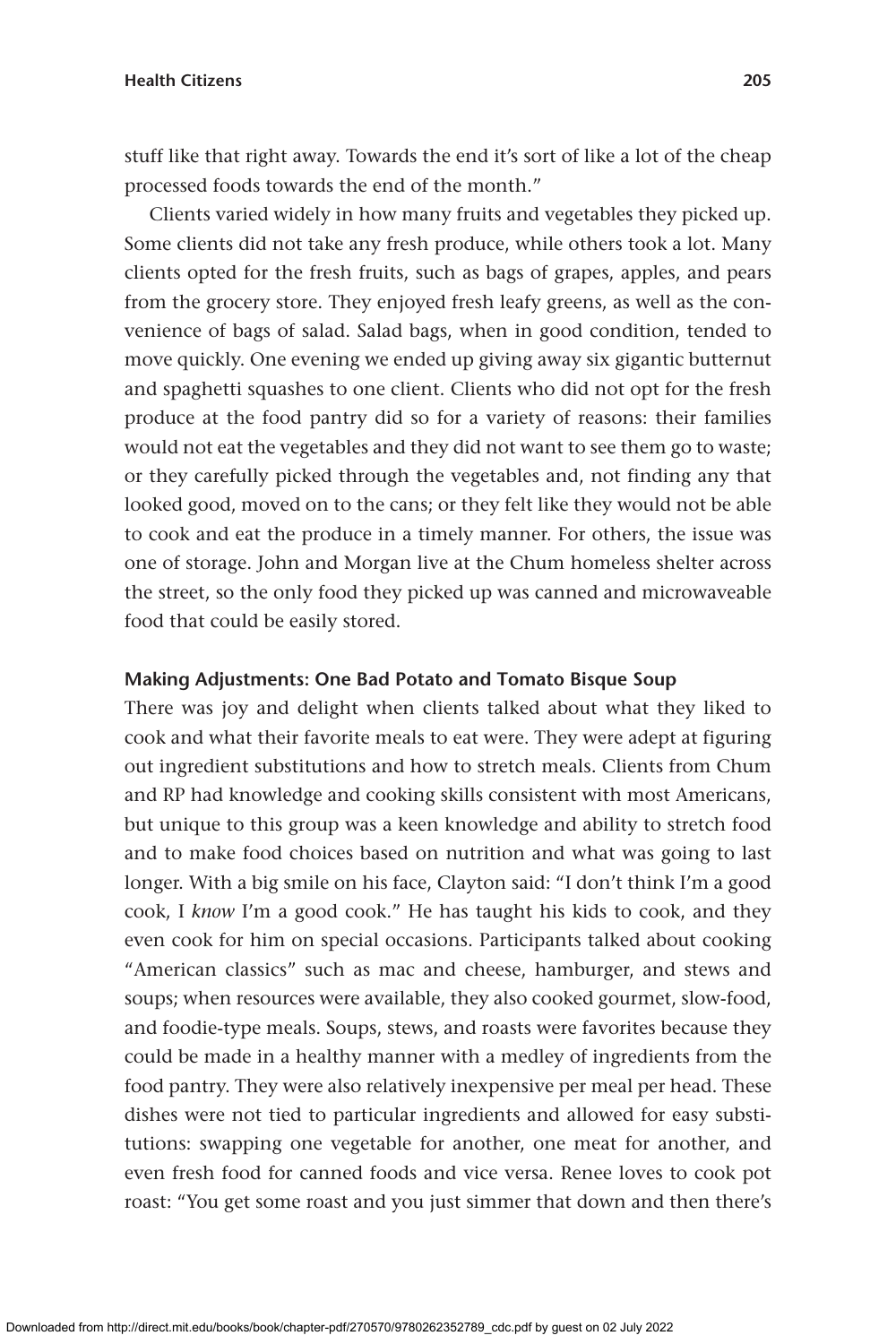stuff like that right away. Towards the end it's sort of like a lot of the cheap processed foods towards the end of the month."

Clients varied widely in how many fruits and vegetables they picked up. Some clients did not take any fresh produce, while others took a lot. Many clients opted for the fresh fruits, such as bags of grapes, apples, and pears from the grocery store. They enjoyed fresh leafy greens, as well as the convenience of bags of salad. Salad bags, when in good condition, tended to move quickly. One evening we ended up giving away six gigantic butternut and spaghetti squashes to one client. Clients who did not opt for the fresh produce at the food pantry did so for a variety of reasons: their families would not eat the vegetables and they did not want to see them go to waste; or they carefully picked through the vegetables and, not finding any that looked good, moved on to the cans; or they felt like they would not be able to cook and eat the produce in a timely manner. For others, the issue was one of storage. John and Morgan live at the Chum homeless shelter across the street, so the only food they picked up was canned and microwaveable food that could be easily stored.

### Making Adjustments: One Bad Potato and Tomato Bisque Soup

There was joy and delight when clients talked about what they liked to cook and what their favorite meals to eat were. They were adept at figuring out ingredient substitutions and how to stretch meals. Clients from Chum and RP had knowledge and cooking skills consistent with most Americans, but unique to this group was a keen knowledge and ability to stretch food and to make food choices based on nutrition and what was going to last longer. With a big smile on his face, Clayton said: "I don't think I'm a good cook, I *know* I'm a good cook." He has taught his kids to cook, and they even cook for him on special occasions. Participants talked about cooking "American classics" such as mac and cheese, hamburger, and stews and soups; when resources were available, they also cooked gourmet, slow-food, and foodie-type meals. Soups, stews, and roasts were favorites because they could be made in a healthy manner with a medley of ingredients from the food pantry. They were also relatively inexpensive per meal per head. These dishes were not tied to particular ingredients and allowed for easy substitutions: swapping one vegetable for another, one meat for another, and even fresh food for canned foods and vice versa. Renee loves to cook pot roast: "You get some roast and you just simmer that down and then there's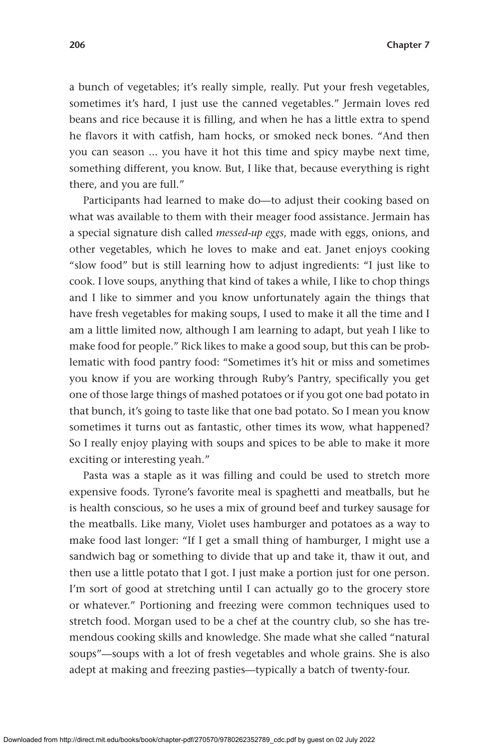a bunch of vegetables; it's really simple, really. Put your fresh vegetables, sometimes it's hard, I just use the canned vegetables." Jermain loves red beans and rice because it is filling, and when he has a little extra to spend he flavors it with catfish, ham hocks, or smoked neck bones. "And then you can season … you have it hot this time and spicy maybe next time, something different, you know. But, I like that, because everything is right there, and you are full."

Participants had learned to make do—to adjust their cooking based on what was available to them with their meager food assistance. Jermain has a special signature dish called *messed-up eggs*, made with eggs, onions, and other vegetables, which he loves to make and eat. Janet enjoys cooking "slow food" but is still learning how to adjust ingredients: "I just like to cook. I love soups, anything that kind of takes a while, I like to chop things and I like to simmer and you know unfortunately again the things that have fresh vegetables for making soups, I used to make it all the time and I am a little limited now, although I am learning to adapt, but yeah I like to make food for people." Rick likes to make a good soup, but this can be problematic with food pantry food: "Sometimes it's hit or miss and sometimes you know if you are working through Ruby's Pantry, specifically you get one of those large things of mashed potatoes or if you got one bad potato in that bunch, it's going to taste like that one bad potato. So I mean you know sometimes it turns out as fantastic, other times its wow, what happened? So I really enjoy playing with soups and spices to be able to make it more exciting or interesting yeah."

Pasta was a staple as it was filling and could be used to stretch more expensive foods. Tyrone's favorite meal is spaghetti and meatballs, but he is health conscious, so he uses a mix of ground beef and turkey sausage for the meatballs. Like many, Violet uses hamburger and potatoes as a way to make food last longer: "If I get a small thing of hamburger, I might use a sandwich bag or something to divide that up and take it, thaw it out, and then use a little potato that I got. I just make a portion just for one person. I'm sort of good at stretching until I can actually go to the grocery store or whatever." Portioning and freezing were common techniques used to stretch food. Morgan used to be a chef at the country club, so she has tremendous cooking skills and knowledge. She made what she called "natural soups"—soups with a lot of fresh vegetables and whole grains. She is also adept at making and freezing pasties—typically a batch of twenty-four.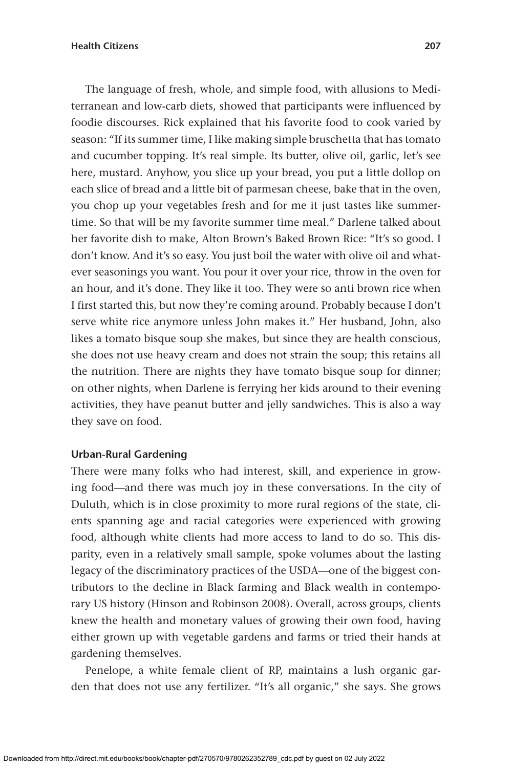The language of fresh, whole, and simple food, with allusions to Mediterranean and low-carb diets, showed that participants were influenced by foodie discourses. Rick explained that his favorite food to cook varied by season: "If its summer time, I like making simple bruschetta that has tomato and cucumber topping. It's real simple. Its butter, olive oil, garlic, let's see here, mustard. Anyhow, you slice up your bread, you put a little dollop on each slice of bread and a little bit of parmesan cheese, bake that in the oven, you chop up your vegetables fresh and for me it just tastes like summertime. So that will be my favorite summer time meal." Darlene talked about her favorite dish to make, Alton Brown's Baked Brown Rice: "It's so good. I don't know. And it's so easy. You just boil the water with olive oil and whatever seasonings you want. You pour it over your rice, throw in the oven for an hour, and it's done. They like it too. They were so anti brown rice when I first started this, but now they're coming around. Probably because I don't serve white rice anymore unless John makes it." Her husband, John, also likes a tomato bisque soup she makes, but since they are health conscious, she does not use heavy cream and does not strain the soup; this retains all the nutrition. There are nights they have tomato bisque soup for dinner; on other nights, when Darlene is ferrying her kids around to their evening activities, they have peanut butter and jelly sandwiches. This is also a way they save on food.

### Urban-Rural Gardening

There were many folks who had interest, skill, and experience in growing food—and there was much joy in these conversations. In the city of Duluth, which is in close proximity to more rural regions of the state, clients spanning age and racial categories were experienced with growing food, although white clients had more access to land to do so. This disparity, even in a relatively small sample, spoke volumes about the lasting legacy of the discriminatory practices of the USDA—one of the biggest contributors to the decline in Black farming and Black wealth in contemporary US history (Hinson and Robinson 2008). Overall, across groups, clients knew the health and monetary values of growing their own food, having either grown up with vegetable gardens and farms or tried their hands at gardening themselves.

Penelope, a white female client of RP, maintains a lush organic garden that does not use any fertilizer. "It's all organic," she says. She grows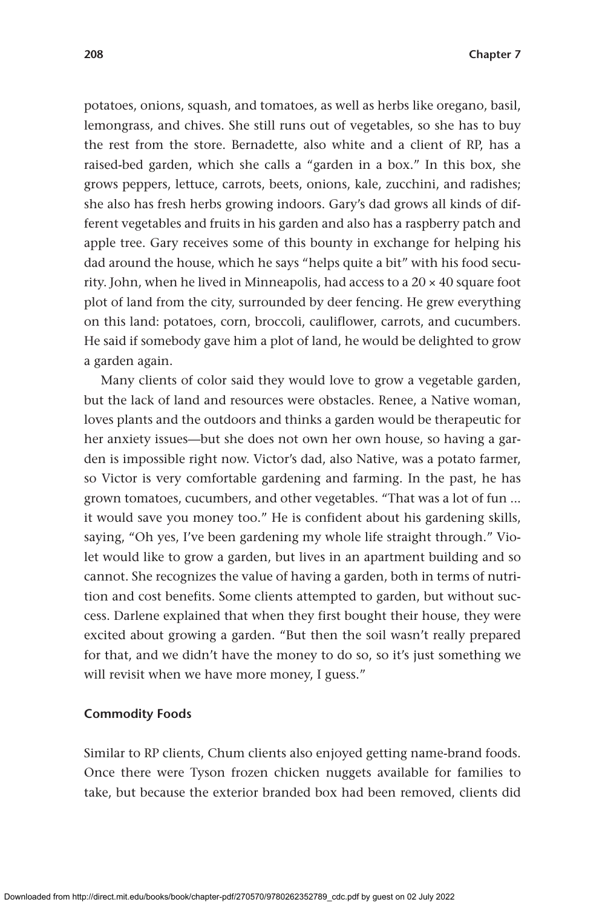potatoes, onions, squash, and tomatoes, as well as herbs like oregano, basil, lemongrass, and chives. She still runs out of vegetables, so she has to buy the rest from the store. Bernadette, also white and a client of RP, has a raised-bed garden, which she calls a "garden in a box." In this box, she grows peppers, lettuce, carrots, beets, onions, kale, zucchini, and radishes; she also has fresh herbs growing indoors. Gary's dad grows all kinds of different vegetables and fruits in his garden and also has a raspberry patch and apple tree. Gary receives some of this bounty in exchange for helping his dad around the house, which he says "helps quite a bit" with his food security. John, when he lived in Minneapolis, had access to a 20 × 40 square foot plot of land from the city, surrounded by deer fencing. He grew everything on this land: potatoes, corn, broccoli, cauliflower, carrots, and cucumbers. He said if somebody gave him a plot of land, he would be delighted to grow a garden again.

Many clients of color said they would love to grow a vegetable garden, but the lack of land and resources were obstacles. Renee, a Native woman, loves plants and the outdoors and thinks a garden would be therapeutic for her anxiety issues—but she does not own her own house, so having a garden is impossible right now. Victor's dad, also Native, was a potato farmer, so Victor is very comfortable gardening and farming. In the past, he has grown tomatoes, cucumbers, and other vegetables. "That was a lot of fun ... it would save you money too." He is confident about his gardening skills, saying, "Oh yes, I've been gardening my whole life straight through." Violet would like to grow a garden, but lives in an apartment building and so cannot. She recognizes the value of having a garden, both in terms of nutrition and cost benefits. Some clients attempted to garden, but without success. Darlene explained that when they first bought their house, they were excited about growing a garden. "But then the soil wasn't really prepared for that, and we didn't have the money to do so, so it's just something we will revisit when we have more money, I guess."

### Commodity Foods

Similar to RP clients, Chum clients also enjoyed getting name-brand foods. Once there were Tyson frozen chicken nuggets available for families to take, but because the exterior branded box had been removed, clients did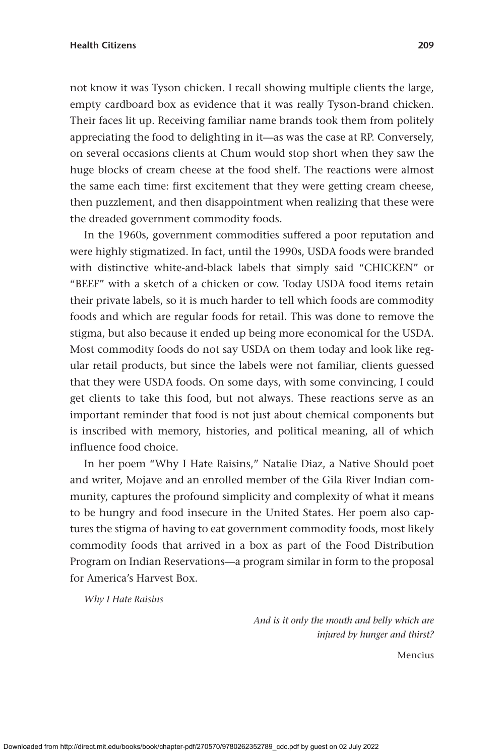not know it was Tyson chicken. I recall showing multiple clients the large, empty cardboard box as evidence that it was really Tyson-brand chicken. Their faces lit up. Receiving familiar name brands took them from politely appreciating the food to delighting in it—as was the case at RP. Conversely, on several occasions clients at Chum would stop short when they saw the huge blocks of cream cheese at the food shelf. The reactions were almost the same each time: first excitement that they were getting cream cheese, then puzzlement, and then disappointment when realizing that these were the dreaded government commodity foods.

In the 1960s, government commodities suffered a poor reputation and were highly stigmatized. In fact, until the 1990s, USDA foods were branded with distinctive white-and-black labels that simply said "CHICKEN" or "BEEF" with a sketch of a chicken or cow. Today USDA food items retain their private labels, so it is much harder to tell which foods are commodity foods and which are regular foods for retail. This was done to remove the stigma, but also because it ended up being more economical for the USDA. Most commodity foods do not say USDA on them today and look like regular retail products, but since the labels were not familiar, clients guessed that they were USDA foods. On some days, with some convincing, I could get clients to take this food, but not always. These reactions serve as an important reminder that food is not just about chemical components but is inscribed with memory, histories, and political meaning, all of which influence food choice.

In her poem "Why I Hate Raisins," Natalie Diaz, a Native Should poet and writer, Mojave and an enrolled member of the Gila River Indian community, captures the profound simplicity and complexity of what it means to be hungry and food insecure in the United States. Her poem also captures the stigma of having to eat government commodity foods, most likely commodity foods that arrived in a box as part of the Food Distribution Program on Indian Reservations—a program similar in form to the proposal for America's Harvest Box.

*Why I Hate Raisins*

> *And is it only the mouth and belly which are injured by hunger and thirst?*
>
> Mencius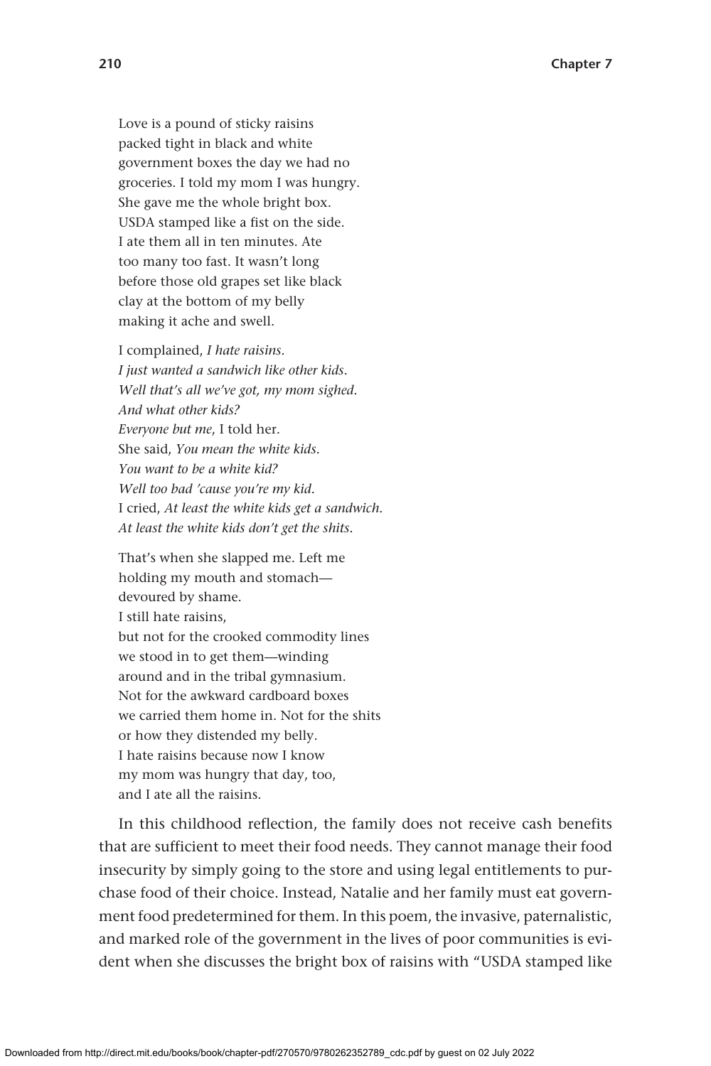Love is a pound of sticky raisins  
packed tight in black and white  
government boxes the day we had no  
groceries. I told my mom I was hungry.  
She gave me the whole bright box.  
USDA stamped like a fist on the side.  
I ate them all in ten minutes. Ate  
too many too fast. It wasn't long  
before those old grapes set like black  
clay at the bottom of my belly  
making it ache and swell.

I complained, *I hate raisins.*  
*I just wanted a sandwich like other kids.*  
*Well that's all we've got, my mom sighed.*  
*And what other kids?*  
*Everyone but me*, I told her.  
She said, *You mean the white kids.*  
*You want to be a white kid?*  
*Well too bad 'cause you're my kid.*  
I cried, *At least the white kids get a sandwich.*  
*At least the white kids don't get the shits.*

That's when she slapped me. Left me  
holding my mouth and stomach—  
devoured by shame.  
I still hate raisins,  
but not for the crooked commodity lines  
we stood in to get them—winding  
around and in the tribal gymnasium.  
Not for the awkward cardboard boxes  
we carried them home in. Not for the shits  
or how they distended my belly.  
I hate raisins because now I know  
my mom was hungry that day, too,  
and I ate all the raisins.

In this childhood reflection, the family does not receive cash benefits that are sufficient to meet their food needs. They cannot manage their food insecurity by simply going to the store and using legal entitlements to purchase food of their choice. Instead, Natalie and her family must eat government food predetermined for them. In this poem, the invasive, paternalistic, and marked role of the government in the lives of poor communities is evident when she discusses the bright box of raisins with "USDA stamped like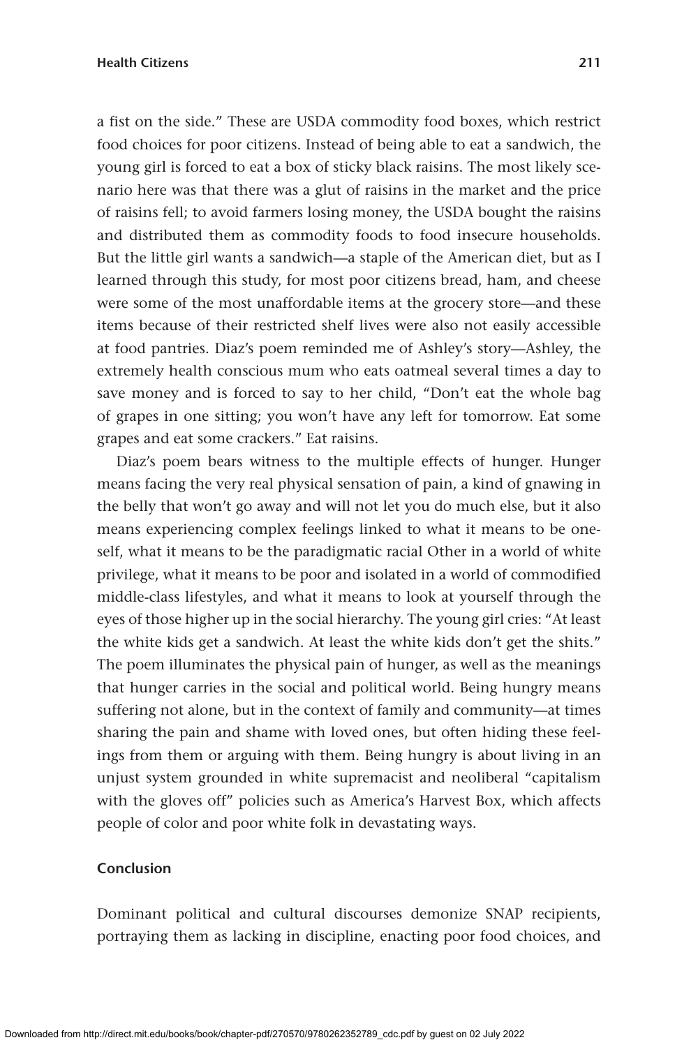a fist on the side." These are USDA commodity food boxes, which restrict food choices for poor citizens. Instead of being able to eat a sandwich, the young girl is forced to eat a box of sticky black raisins. The most likely scenario here was that there was a glut of raisins in the market and the price of raisins fell; to avoid farmers losing money, the USDA bought the raisins and distributed them as commodity foods to food insecure households. But the little girl wants a sandwich—a staple of the American diet, but as I learned through this study, for most poor citizens bread, ham, and cheese were some of the most unaffordable items at the grocery store—and these items because of their restricted shelf lives were also not easily accessible at food pantries. Diaz's poem reminded me of Ashley's story—Ashley, the extremely health conscious mum who eats oatmeal several times a day to save money and is forced to say to her child, "Don't eat the whole bag of grapes in one sitting; you won't have any left for tomorrow. Eat some grapes and eat some crackers." Eat raisins.

Diaz's poem bears witness to the multiple effects of hunger. Hunger means facing the very real physical sensation of pain, a kind of gnawing in the belly that won't go away and will not let you do much else, but it also means experiencing complex feelings linked to what it means to be oneself, what it means to be the paradigmatic racial Other in a world of white privilege, what it means to be poor and isolated in a world of commodified middle-class lifestyles, and what it means to look at yourself through the eyes of those higher up in the social hierarchy. The young girl cries: "At least the white kids get a sandwich. At least the white kids don't get the shits." The poem illuminates the physical pain of hunger, as well as the meanings that hunger carries in the social and political world. Being hungry means suffering not alone, but in the context of family and community—at times sharing the pain and shame with loved ones, but often hiding these feelings from them or arguing with them. Being hungry is about living in an unjust system grounded in white supremacist and neoliberal "capitalism with the gloves off" policies such as America's Harvest Box, which affects people of color and poor white folk in devastating ways.

## Conclusion

Dominant political and cultural discourses demonize SNAP recipients, portraying them as lacking in discipline, enacting poor food choices, and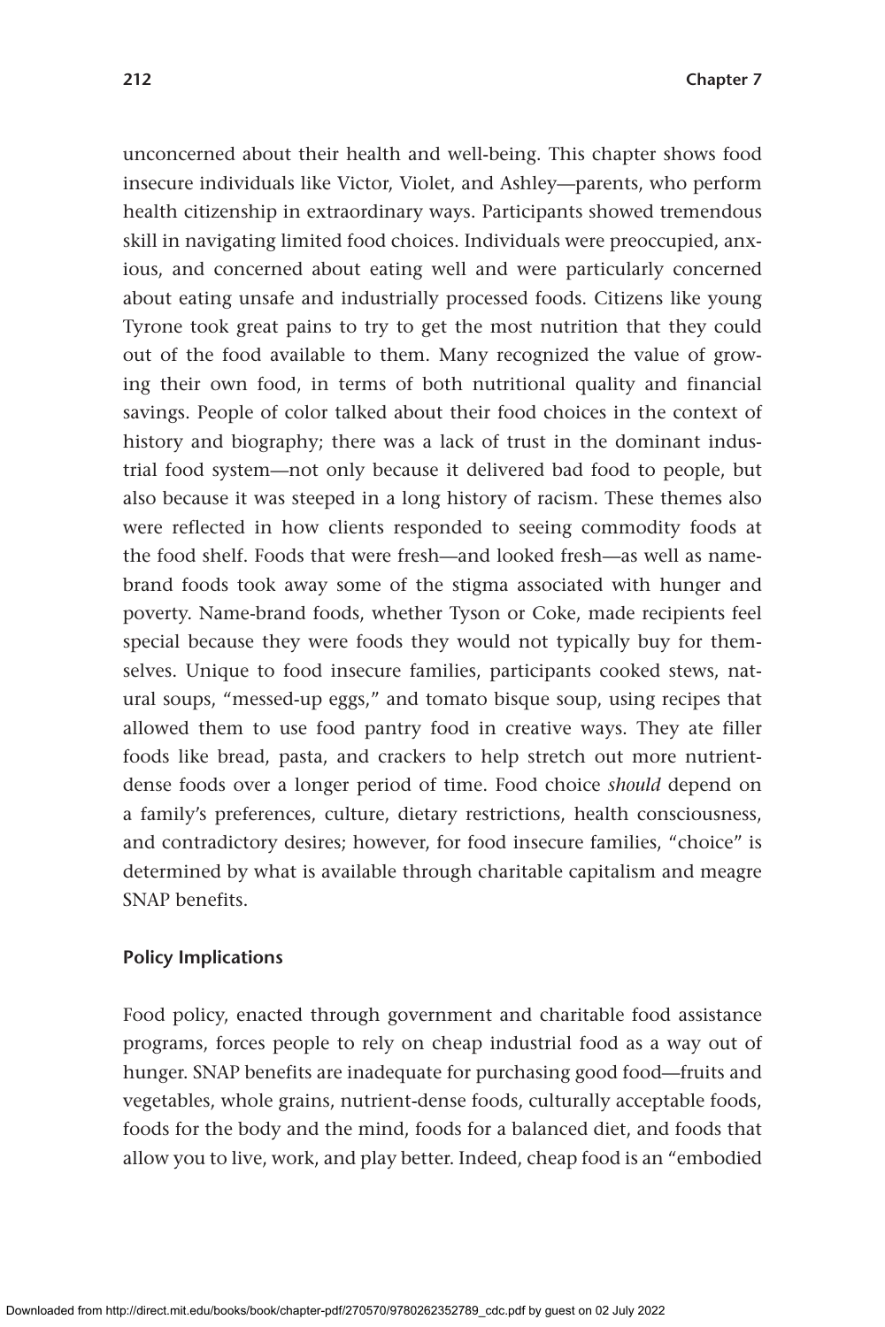unconcerned about their health and well-being. This chapter shows food insecure individuals like Victor, Violet, and Ashley—parents, who perform health citizenship in extraordinary ways. Participants showed tremendous skill in navigating limited food choices. Individuals were preoccupied, anxious, and concerned about eating well and were particularly concerned about eating unsafe and industrially processed foods. Citizens like young Tyrone took great pains to try to get the most nutrition that they could out of the food available to them. Many recognized the value of growing their own food, in terms of both nutritional quality and financial savings. People of color talked about their food choices in the context of history and biography; there was a lack of trust in the dominant industrial food system—not only because it delivered bad food to people, but also because it was steeped in a long history of racism. These themes also were reflected in how clients responded to seeing commodity foods at the food shelf. Foods that were fresh—and looked fresh—as well as name-brand foods took away some of the stigma associated with hunger and poverty. Name-brand foods, whether Tyson or Coke, made recipients feel special because they were foods they would not typically buy for themselves. Unique to food insecure families, participants cooked stews, natural soups, "messed-up eggs," and tomato bisque soup, using recipes that allowed them to use food pantry food in creative ways. They ate filler foods like bread, pasta, and crackers to help stretch out more nutrient-dense foods over a longer period of time. Food choice *should* depend on a family's preferences, culture, dietary restrictions, health consciousness, and contradictory desires; however, for food insecure families, "choice" is determined by what is available through charitable capitalism and meagre SNAP benefits.

### Policy Implications

Food policy, enacted through government and charitable food assistance programs, forces people to rely on cheap industrial food as a way out of hunger. SNAP benefits are inadequate for purchasing good food—fruits and vegetables, whole grains, nutrient-dense foods, culturally acceptable foods, foods for the body and the mind, foods for a balanced diet, and foods that allow you to live, work, and play better. Indeed, cheap food is an "embodied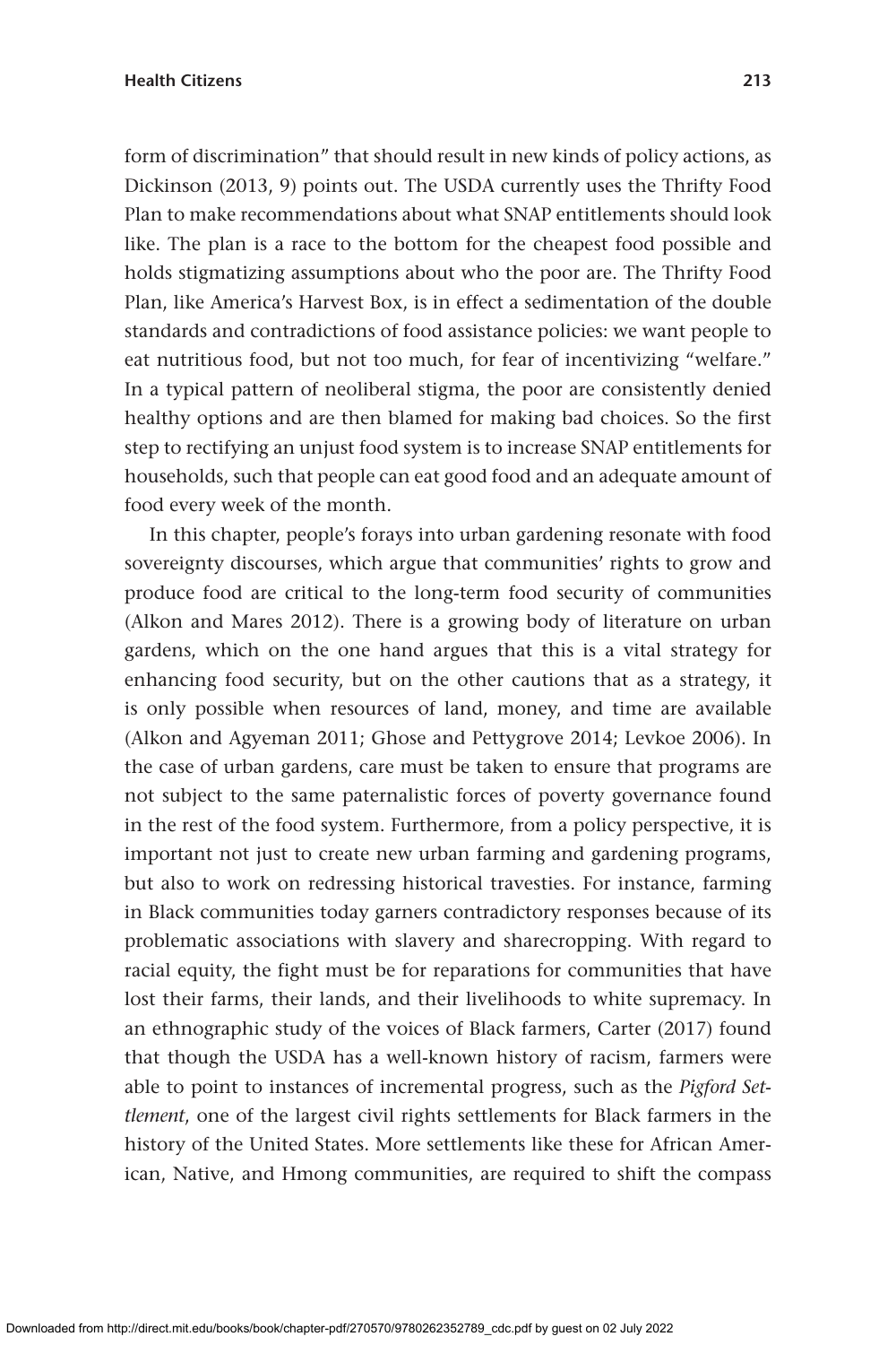form of discrimination" that should result in new kinds of policy actions, as Dickinson (2013, 9) points out. The USDA currently uses the Thrifty Food Plan to make recommendations about what SNAP entitlements should look like. The plan is a race to the bottom for the cheapest food possible and holds stigmatizing assumptions about who the poor are. The Thrifty Food Plan, like America's Harvest Box, is in effect a sedimentation of the double standards and contradictions of food assistance policies: we want people to eat nutritious food, but not too much, for fear of incentivizing "welfare." In a typical pattern of neoliberal stigma, the poor are consistently denied healthy options and are then blamed for making bad choices. So the first step to rectifying an unjust food system is to increase SNAP entitlements for households, such that people can eat good food and an adequate amount of food every week of the month.

In this chapter, people's forays into urban gardening resonate with food sovereignty discourses, which argue that communities' rights to grow and produce food are critical to the long-term food security of communities (Alkon and Mares 2012). There is a growing body of literature on urban gardens, which on the one hand argues that this is a vital strategy for enhancing food security, but on the other cautions that as a strategy, it is only possible when resources of land, money, and time are available (Alkon and Agyeman 2011; Ghose and Pettygrove 2014; Levkoe 2006). In the case of urban gardens, care must be taken to ensure that programs are not subject to the same paternalistic forces of poverty governance found in the rest of the food system. Furthermore, from a policy perspective, it is important not just to create new urban farming and gardening programs, but also to work on redressing historical travesties. For instance, farming in Black communities today garners contradictory responses because of its problematic associations with slavery and sharecropping. With regard to racial equity, the fight must be for reparations for communities that have lost their farms, their lands, and their livelihoods to white supremacy. In an ethnographic study of the voices of Black farmers, Carter (2017) found that though the USDA has a well-known history of racism, farmers were able to point to instances of incremental progress, such as the *Pigford Settlement*, one of the largest civil rights settlements for Black farmers in the history of the United States. More settlements like these for African American, Native, and Hmong communities, are required to shift the compass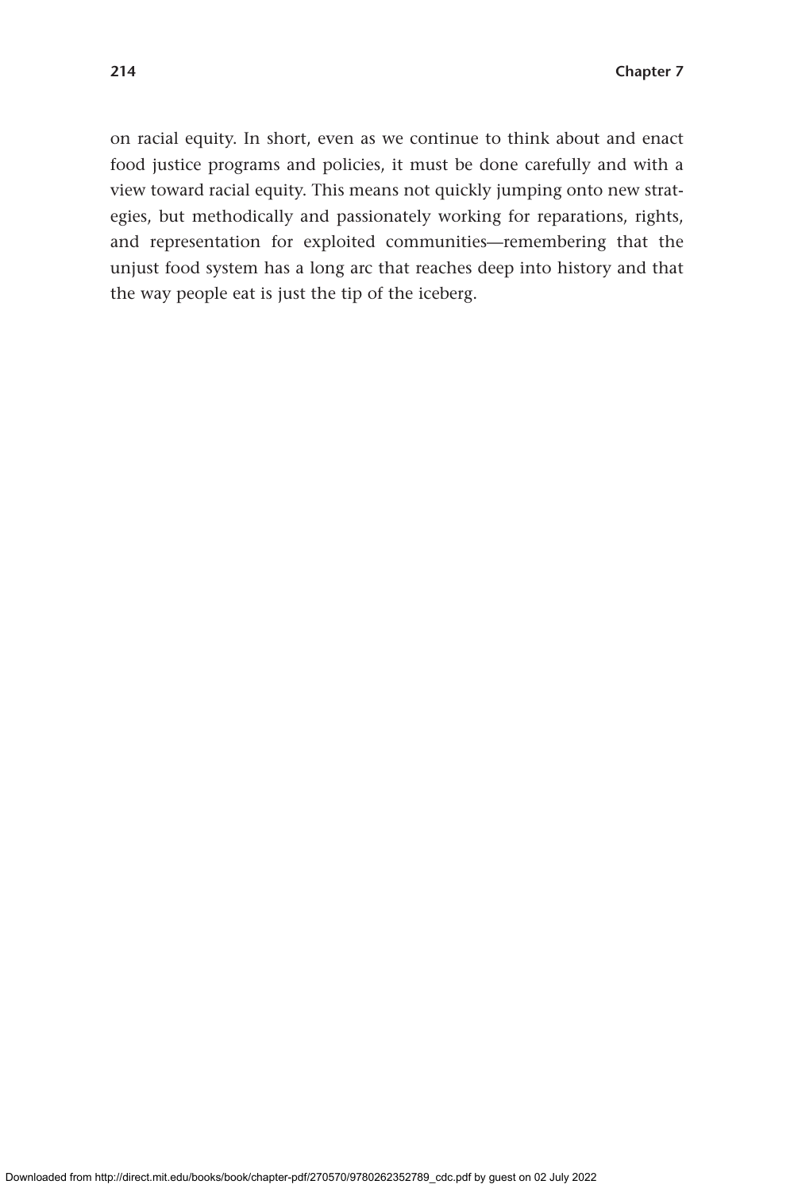on racial equity. In short, even as we continue to think about and enact food justice programs and policies, it must be done carefully and with a view toward racial equity. This means not quickly jumping onto new strategies, but methodically and passionately working for reparations, rights, and representation for exploited communities—remembering that the unjust food system has a long arc that reaches deep into history and that the way people eat is just the tip of the iceberg.